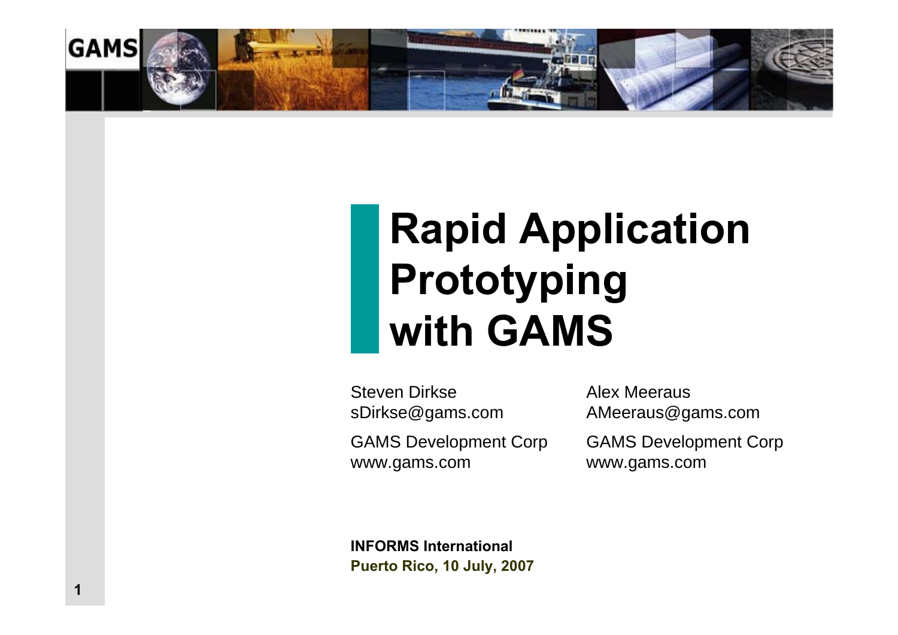# Rapid Application Prototyping with GAMS

Steven Dirkse
sDirkse@gams.com

GAMS Development Corp
www.gams.com

Alex Meeraus
AMeeraus@gams.com

GAMS Development Corp
www.gams.com

**INFORMS International**
**Puerto Rico, 10 July, 2007**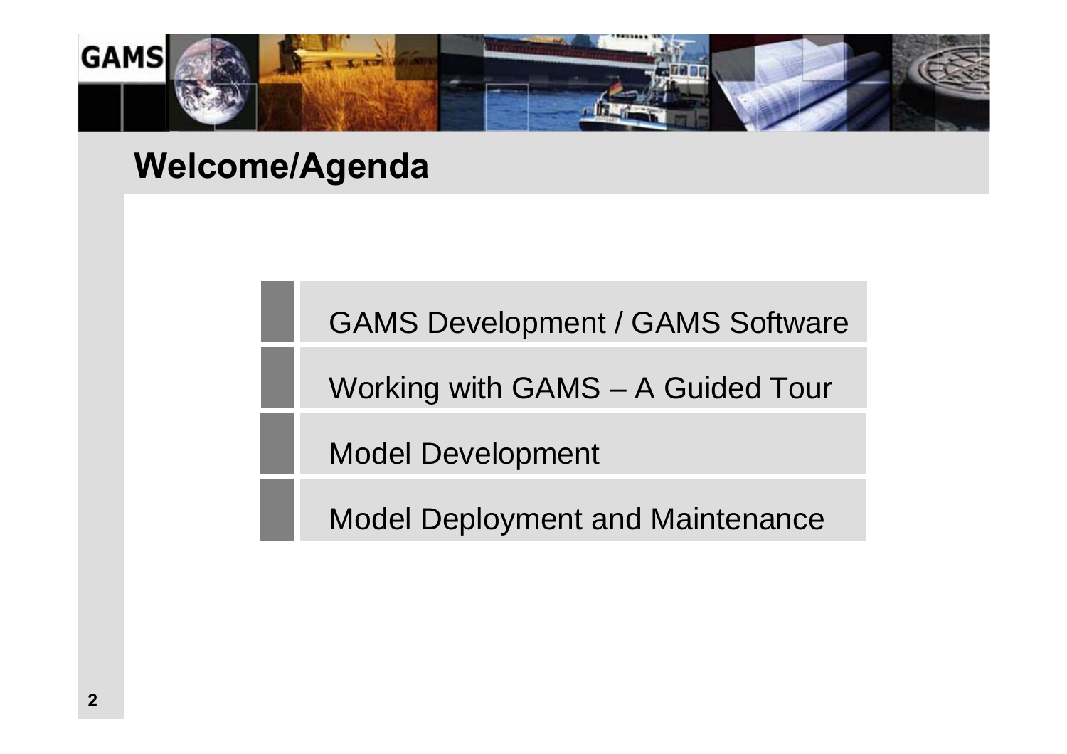## Welcome/Agenda

- GAMS Development / GAMS Software
- Working with GAMS – A Guided Tour
- Model Development
- Model Deployment and Maintenance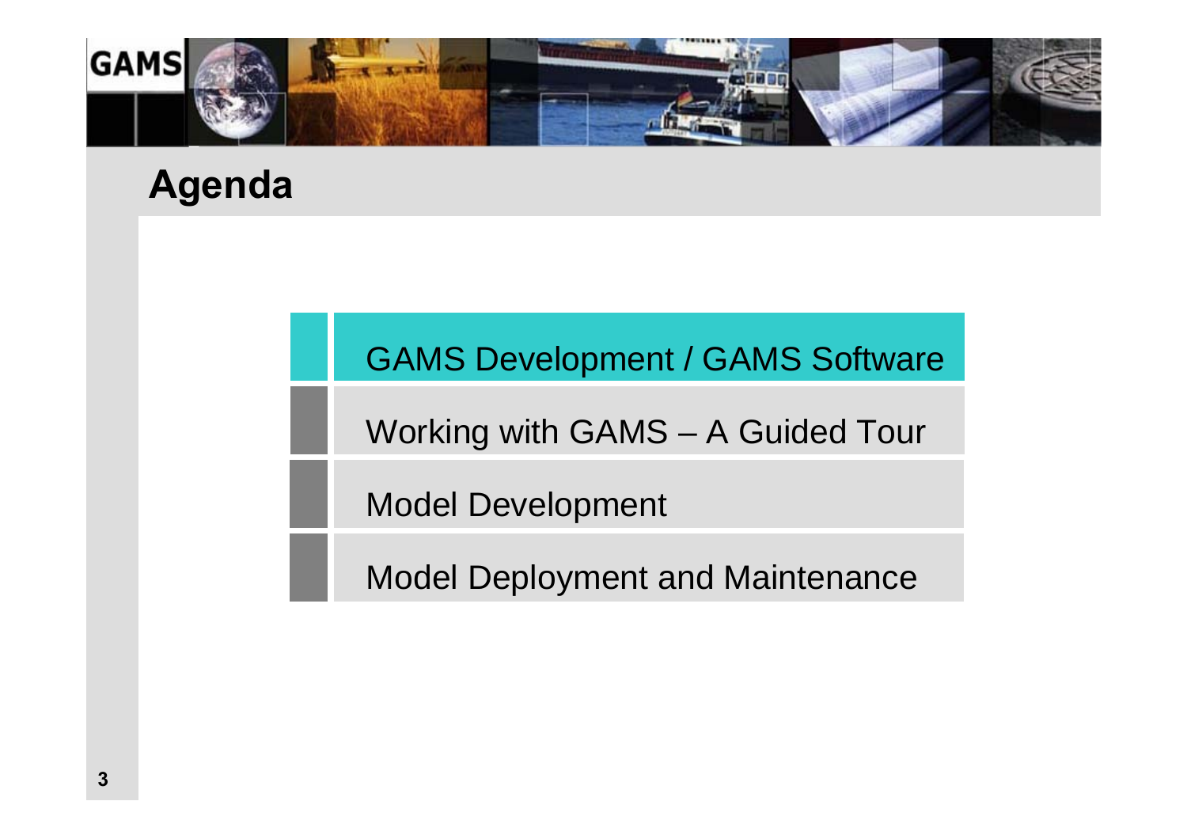# Agenda

- GAMS Development / GAMS Software
- Working with GAMS – A Guided Tour
- Model Development
- Model Deployment and Maintenance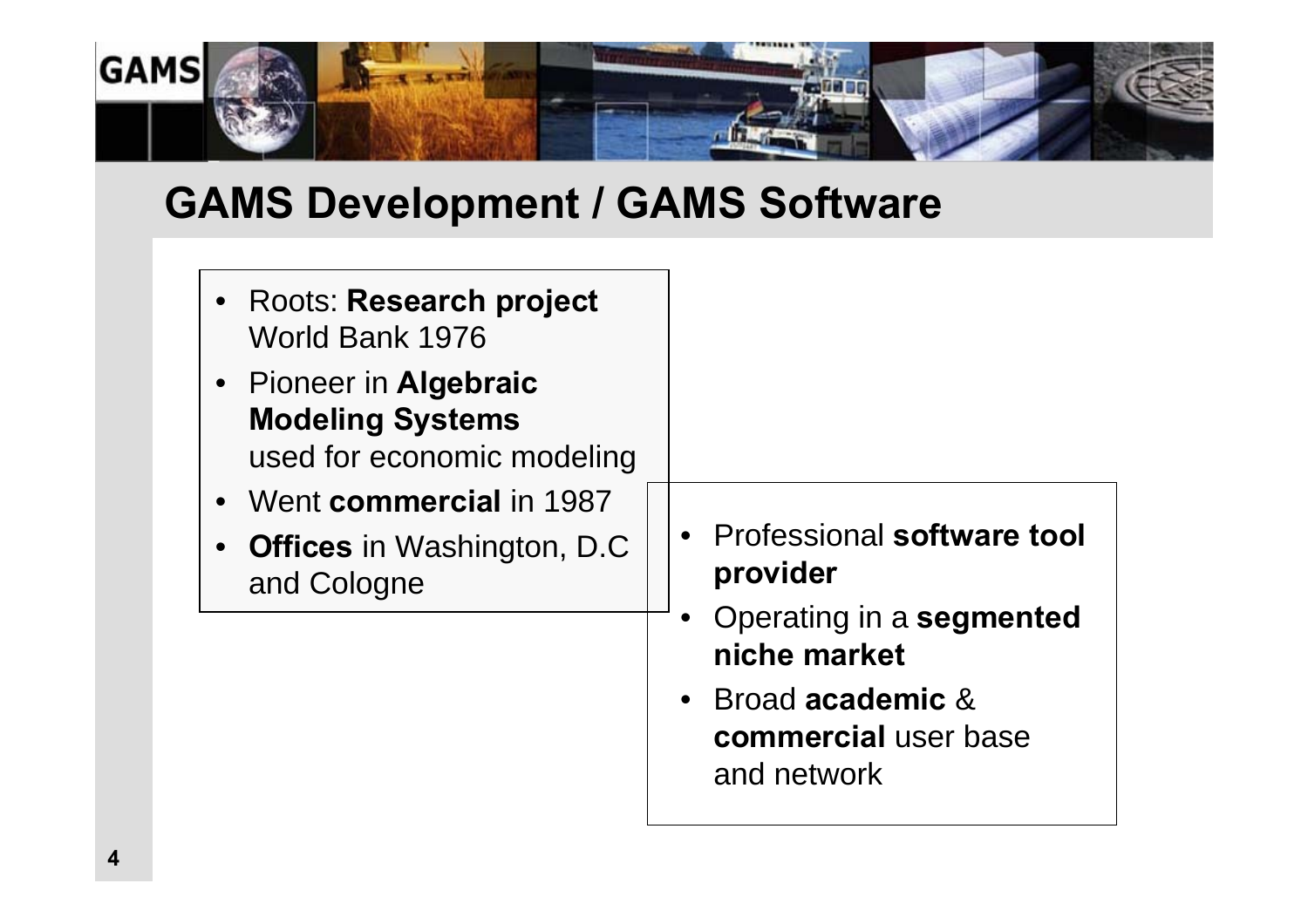## GAMS Development / GAMS Software

- Roots: **Research project** World Bank 1976
- Pioneer in **Algebraic Modeling Systems** used for economic modeling
- Went **commercial** in 1987
- **Offices** in Washington, D.C and Cologne

- Professional **software tool provider**
- Operating in a **segmented niche market**
- Broad **academic** & **commercial** user base and network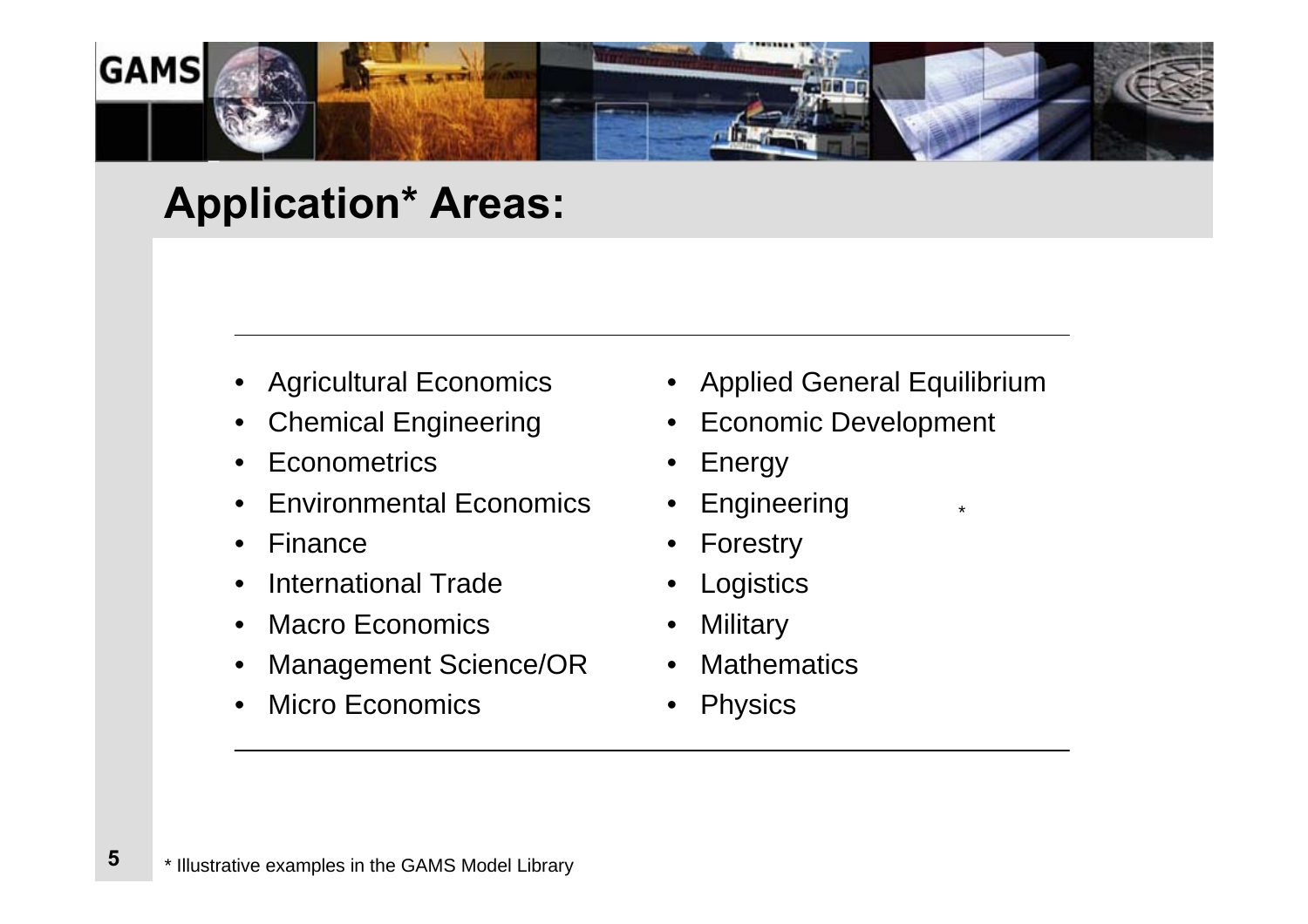# Application* Areas:

- Agricultural Economics
- Chemical Engineering
- Econometrics
- Environmental Economics
- Finance
- International Trade
- Macro Economics
- Management Science/OR
- Micro Economics
- Applied General Equilibrium
- Economic Development
- Energy
- Engineering
- Forestry
- Logistics
- Military
- Mathematics
- Physics

\* Illustrative examples in the GAMS Model Library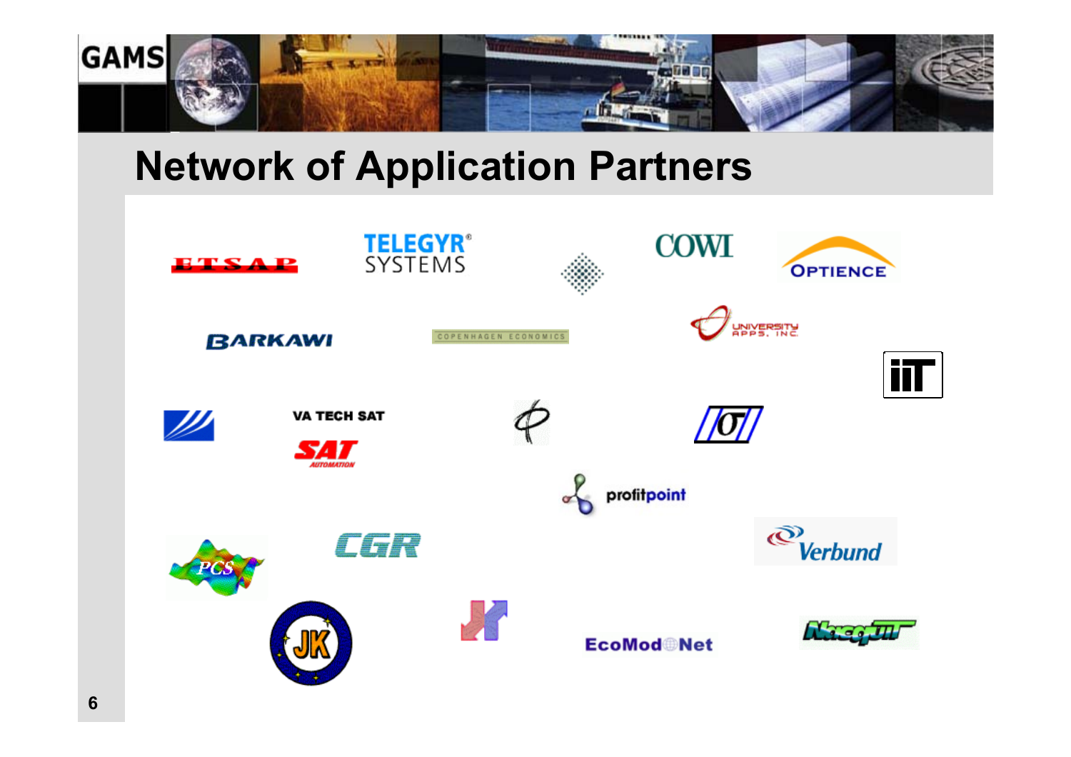# Network of Application Partners

ETSAP

TELEGYR® SYSTEMS

COWI

OPTIENCE

BARKAWI

COPENHAGEN ECONOMICS

UNIVERSITY APPS, INC.

iiT

VA TECH SAT

SAT AUTOMATION

profitpoint

PCS

CGR

Verbund

JK

EcoMod Net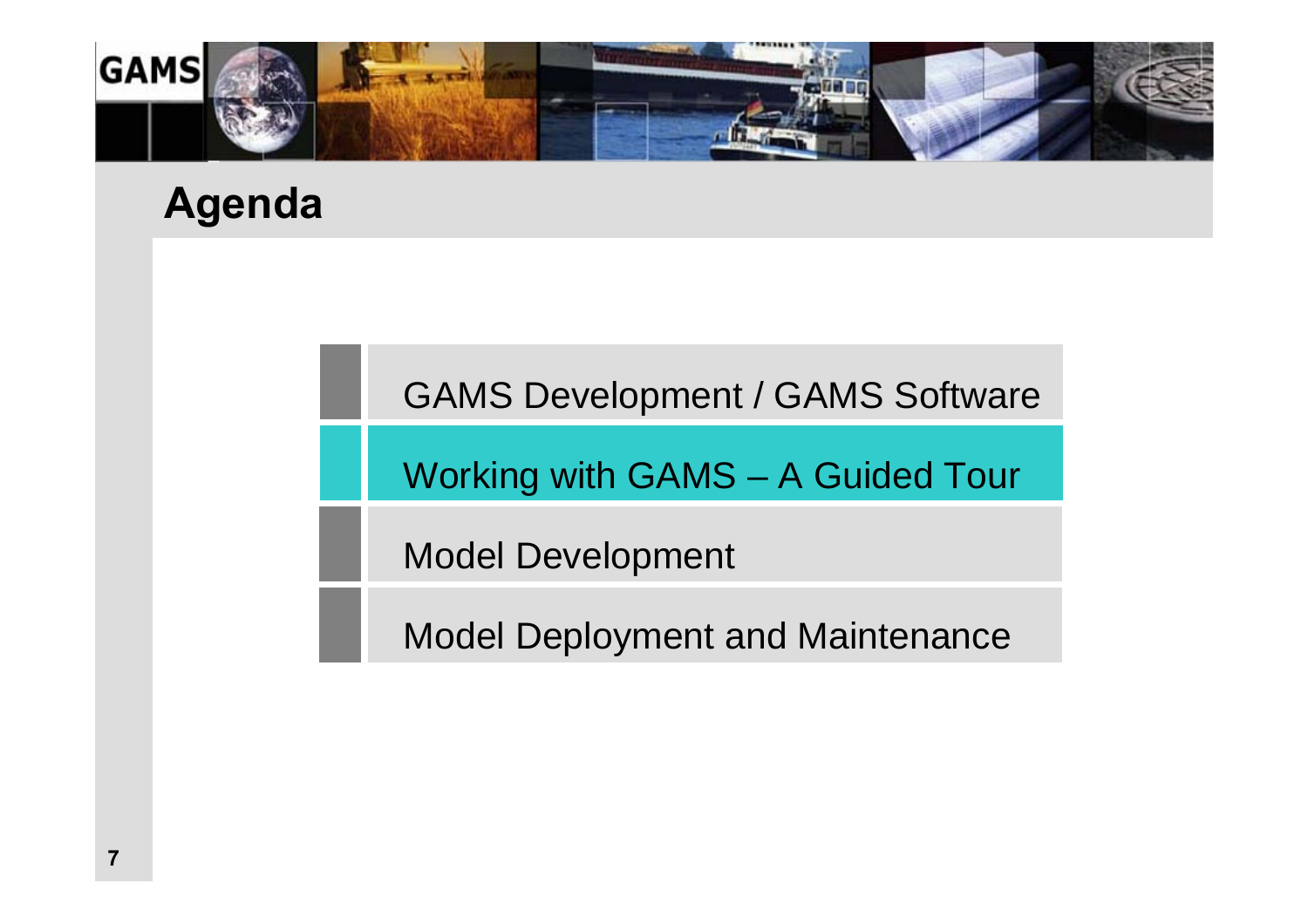# Agenda

- GAMS Development / GAMS Software
- Working with GAMS – A Guided Tour
- Model Development
- Model Deployment and Maintenance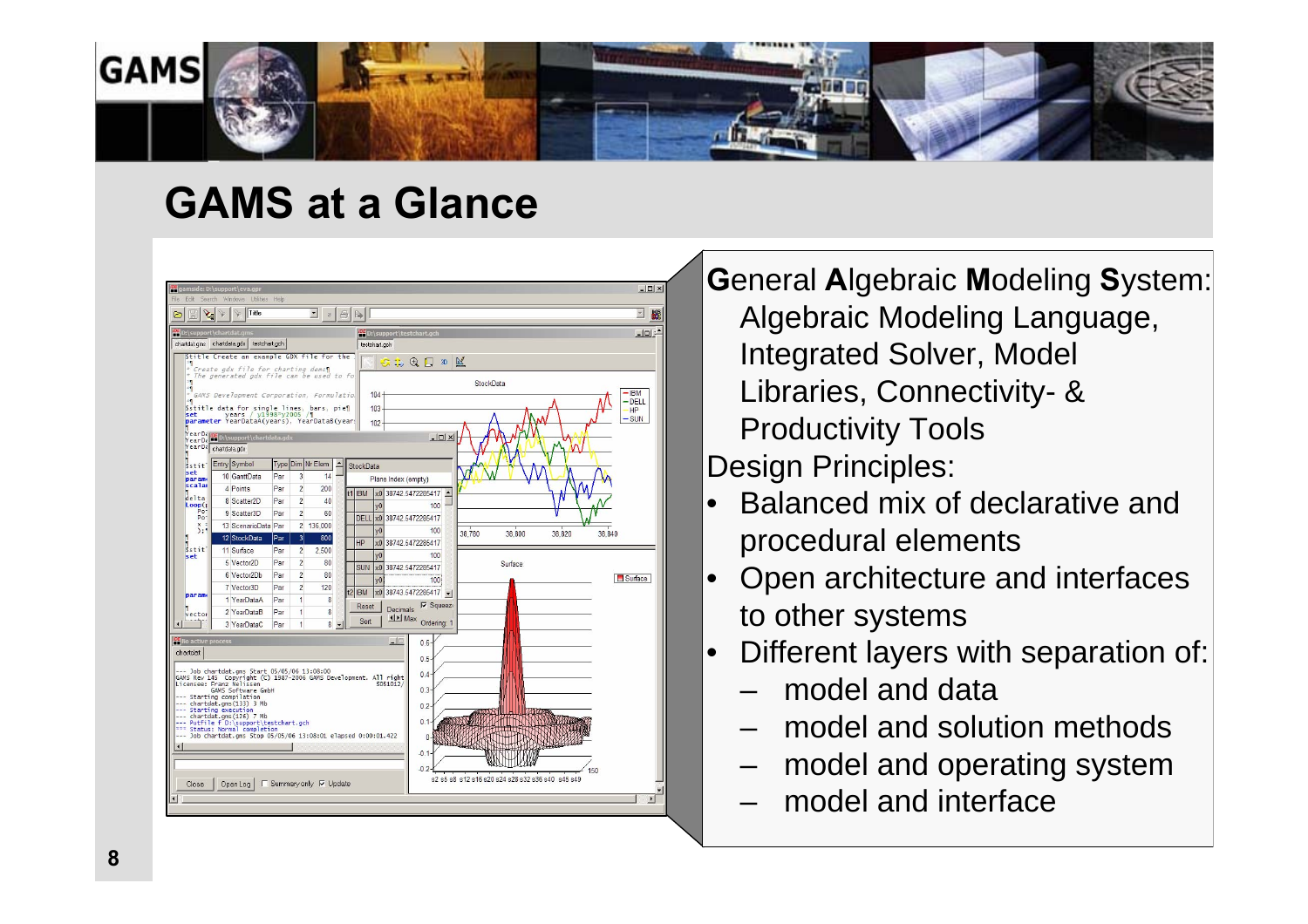# GAMS at a Glance

**G**eneral **A**lgebraic **M**odeling **S**ystem:
Algebraic Modeling Language, Integrated Solver, Model Libraries, Connectivity- & Productivity Tools

Design Principles:

- Balanced mix of declarative and procedural elements
- Open architecture and interfaces to other systems
- Different layers with separation of:
  - model and data
  - model and solution methods
  - model and operating system
  - model and interface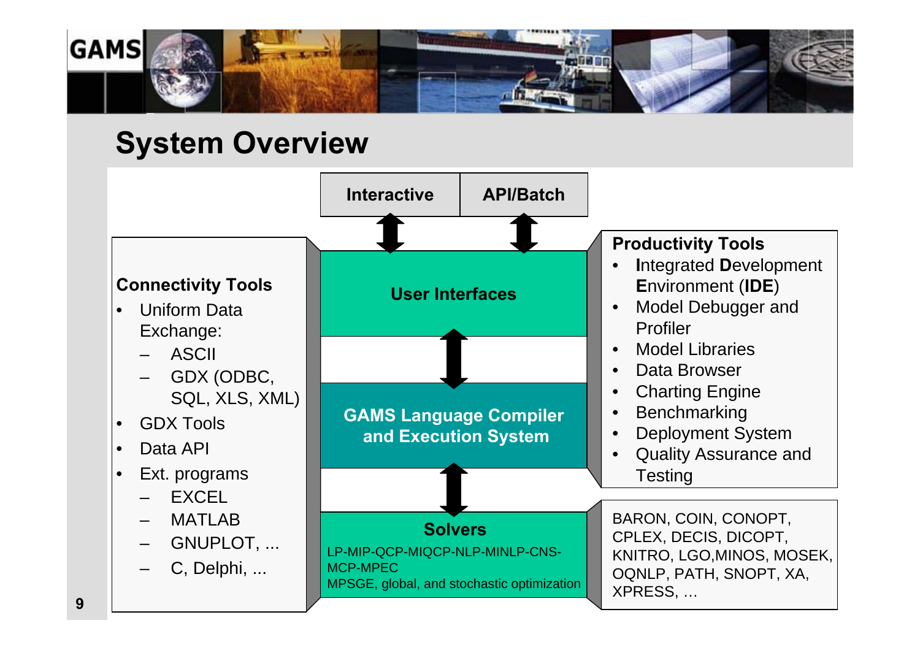# System Overview

**Interactive** | **API/Batch**

**User Interfaces**

**GAMS Language Compiler and Execution System**

**Solvers**

LP-MIP-QCP-MIQCP-NLP-MINLP-CNS-MCP-MPEC
MPSGE, global, and stochastic optimization

**Connectivity Tools**

- Uniform Data Exchange:
  - ASCII
  - GDX (ODBC, SQL, XLS, XML)
- GDX Tools
- Data API
- Ext. programs
  - EXCEL
  - MATLAB
  - GNUPLOT, ...
  - C, Delphi, ...

**Productivity Tools**

- **I**ntegrated **D**evelopment **E**nvironment (**IDE**)
- Model Debugger and Profiler
- Model Libraries
- Data Browser
- Charting Engine
- Benchmarking
- Deployment System
- Quality Assurance and Testing

BARON, COIN, CONOPT, CPLEX, DECIS, DICOPT, KNITRO, LGO,MINOS, MOSEK, OQNLP, PATH, SNOPT, XA, XPRESS, …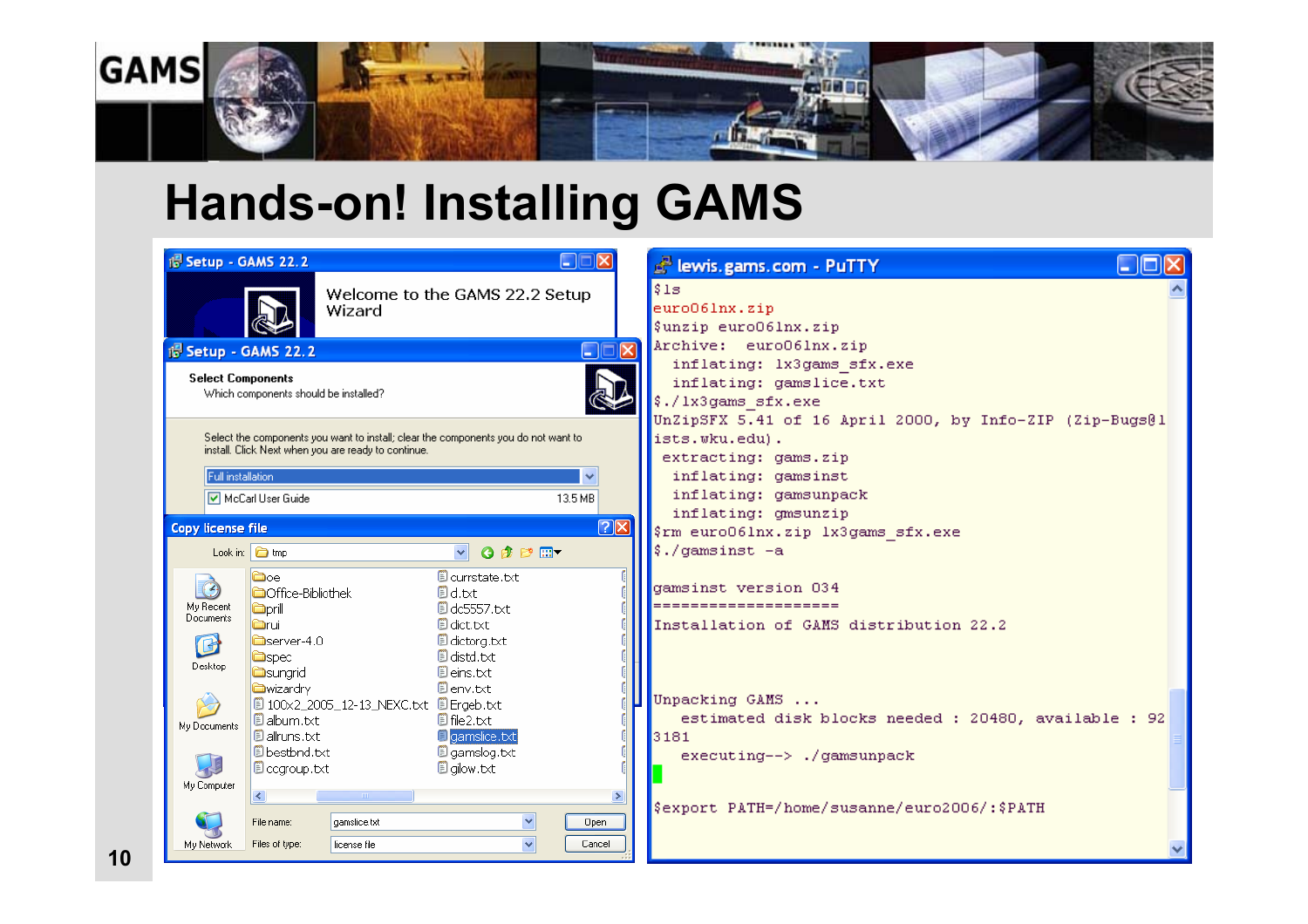# Hands-on! Installing GAMS

**Setup - GAMS 22.2**

Welcome to the GAMS 22.2 Setup Wizard

**Setup - GAMS 22.2**

**Select Components**

Which components should be installed?

Select the components you want to install; clear the components you do not want to install. Click Next when you are ready to continue.

Full installation

McCarl User Guide 13.5 MB

**Copy license file**

Look in: tmp

- oe
- Office-Bibliothek
- prill
- rui
- server-4.0
- spec
- sungrid
- wizardry
- 100x2_2005_12-13_NEXC.txt
- album.txt
- allruns.txt
- bestbnd.txt
- ccgroup.txt
- currstate.txt
- d.txt
- dc5557.txt
- dict.txt
- dictorg.txt
- distd.txt
- eins.txt
- env.txt
- Ergeb.txt
- file2.txt
- gamslice.txt
- gamslog.txt
- gilow.txt

File name: gamslice.txt

Files of type: license file

Open | Cancel

**lewis.gams.com - PuTTY**

```
$ls
euro06lnx.zip
$unzip euro06lnx.zip
Archive:  euro06lnx.zip
  inflating: lx3gams_sfx.exe
  inflating: gamslice.txt
$./lx3gams_sfx.exe
UnZipSFX 5.41 of 16 April 2000, by Info-ZIP (Zip-Bugs@lists.wku.edu).
 extracting: gams.zip
  inflating: gamsinst
  inflating: gamsunpack
  inflating: gmsunzip
$rm euro06lnx.zip lx3gams_sfx.exe
$./gamsinst -a

gamsinst version 034
====================
Installation of GAMS distribution 22.2



Unpacking GAMS ...
   estimated disk blocks needed : 20480, available : 923181
   executing--> ./gamsunpack


$export PATH=/home/susanne/euro2006/:$PATH
```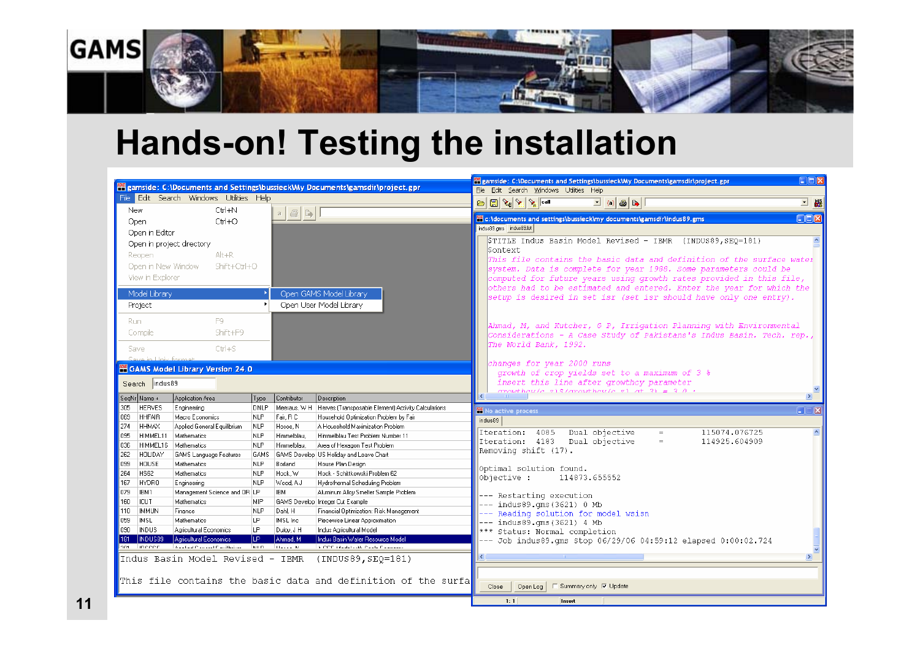# Hands-on! Testing the installation

gamside: C:\Documents and Settings\bussieck\My Documents\gamsdir\project.gpr

File Edit Search Windows Utilities Help

- New Ctrl+N
- Open Ctrl+O
- Open in Editor
- Open in project directory
- Reopen Alt+R
- Open in New Window Shift+Ctrl+O
- View in Explorer
- Model Library
  - Open GAMS Model Library
  - Open User Model Library
- Project
- Run F9
- Compile Shift+F9
- Save Ctrl+S

**GAMS Model Library Version 24.0**

Search: indus89

| SeqNr | Name | Application Area | Type | Contributor | Description |
|---|---|---|---|---|---|
| 305 | HERVES | Engineering | DNLP | Meeraus, W H | Herves (Transposable Element) Activity Calculations |
| 069 | HHFAIR | Macro Economics | NLP | Fair, R C | Household Optimization Problem by Fair |
| 274 | HHMAX | Applied General Equilibrium | NLP | Hosoe, N | A Household Maximization Problem |
| 095 | HIMMEL11 | Mathematics | NLP | Himmelblau, | Himmelblau Test Problem Number 11 |
| 036 | HIMMEL16 | Mathematics | NLP | Himmelblau, | Area of Hexagon Test Problem |
| 262 | HOLIDAY | GAMS Language Features | GAMS | GAMS Develop | US Holiday and Leave Chart |
| 099 | HOUSE | Mathematics | NLP | Borland | House Plan Design |
| 264 | HS62 | Mathematics | NLP | Hock, W | Hock - Schittkowski Problem 62 |
| 167 | HYDRO | Engineering | NLP | Wood, A J | Hydrothermal Scheduling Problem |
| 079 | IBM1 | Management Science and OR | LP | IBM | Aluminum Alloy Smelter Sample Problem |
| 160 | ICUT | Mathematics | MIP | GAMS Develop | Integer Cut Example |
| 110 | IMMUN | Finance | NLP | Dahl, H | Financial Optimization: Risk Management |
| 059 | IMSL | Mathematics | LP | IMSL Inc | Piecewise Linear Approximation |
| 090 | INDUS | Agricultural Economics | LP | Duloy, J H | Indus Agricultural Model |
| 181 | INDUS89 | Agricultural Economics | LP | Ahmad, M | Indus Basin Water Resource Model |

Indus Basin Model Revised - IBMR (INDUS89,SEQ=181)

This file contains the basic data and definition of the surfa

c:\documents and settings\bussieck\my documents\gamsdir\indus89.gms

```
$TITLE Indus Basin Model Revised - IBMR (INDUS89,SEQ=181)
$ontext
This file contains the basic data and definition of the surface water
system. Data is complete for year 1988. Some parameters could be
computed for future years using growth rates provided in this file,
others had to be estimated and entered. Enter the year for which the
setup is desired in set isr (set isr should have only one entry).

Ahmad, M, and Kutcher, G P, Irrigation Planning with Environmental
Considerations - A Case Study of Pakistan's Indus Basin. Tech. rep.,
The World Bank, 1992.

changes for year 2000 runs
  growth of crop yields set to a maximum of 3 %
  insert this line after growthcy parameter
```

No active process

```
Iteration:  4085   Dual objective    =    115074.076725
Iteration:  4183   Dual objective    =    114925.604909
Removing shift (17).

Optimal solution found.
Objective :      114873.655552

--- Restarting execution
--- indus89.gms(3621) 0 Mb
--- Reading solution for model wsisn
--- indus89.gms(3621) 4 Mb
*** Status: Normal completion
--- Job indus89.gms Stop 06/29/06 04:59:12 elapsed 0:00:02.724
```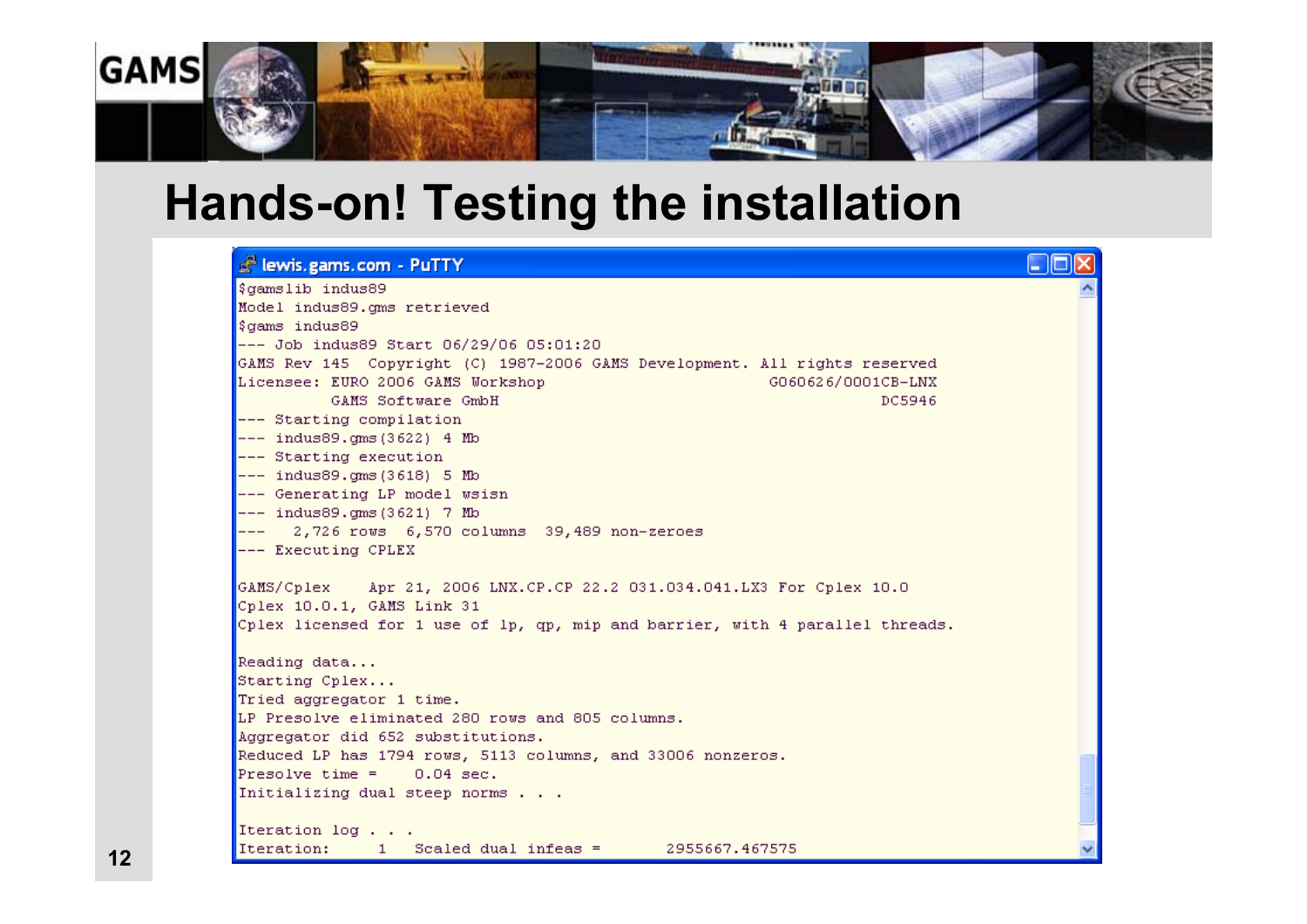# Hands-on! Testing the installation

```
$gamslib indus89
Model indus89.gms retrieved
$gams indus89
--- Job indus89 Start 06/29/06 05:01:20
GAMS Rev 145  Copyright (C) 1987-2006 GAMS Development. All rights reserved
Licensee: EURO 2006 GAMS Workshop                          G060626/0001CB-LNX
          GAMS Software GmbH                                           DC5946
--- Starting compilation
--- indus89.gms(3622) 4 Mb
--- Starting execution
--- indus89.gms(3618) 5 Mb
--- Generating LP model wsisn
--- indus89.gms(3621) 7 Mb
---   2,726 rows  6,570 columns  39,489 non-zeroes
--- Executing CPLEX

GAMS/Cplex    Apr 21, 2006 LNX.CP.CP 22.2 031.034.041.LX3 For Cplex 10.0
Cplex 10.0.1, GAMS Link 31
Cplex licensed for 1 use of lp, qp, mip and barrier, with 4 parallel threads.

Reading data...
Starting Cplex...
Tried aggregator 1 time.
LP Presolve eliminated 280 rows and 805 columns.
Aggregator did 652 substitutions.
Reduced LP has 1794 rows, 5113 columns, and 33006 nonzeros.
Presolve time =    0.04 sec.
Initializing dual steep norms . . .

Iteration log . . .
Iteration:     1   Scaled dual infeas =       2955667.467575
```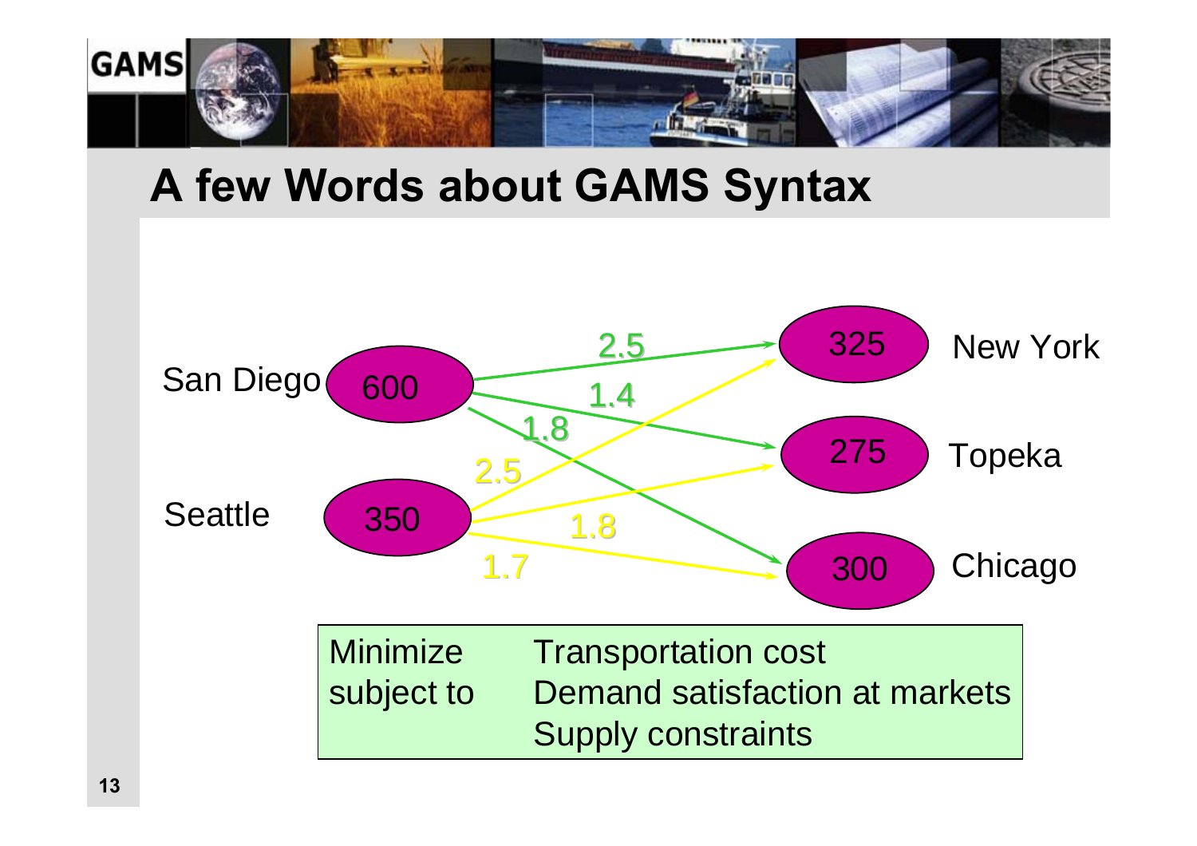## A few Words about GAMS Syntax

San Diego 600

Seattle 350

New York 325

Topeka 275

Chicago 300

2.5, 1.4, 1.8, 2.5, 1.8, 1.7

| | |
|---|---|
| Minimize | Transportation cost |
| subject to | Demand satisfaction at markets |
| | Supply constraints |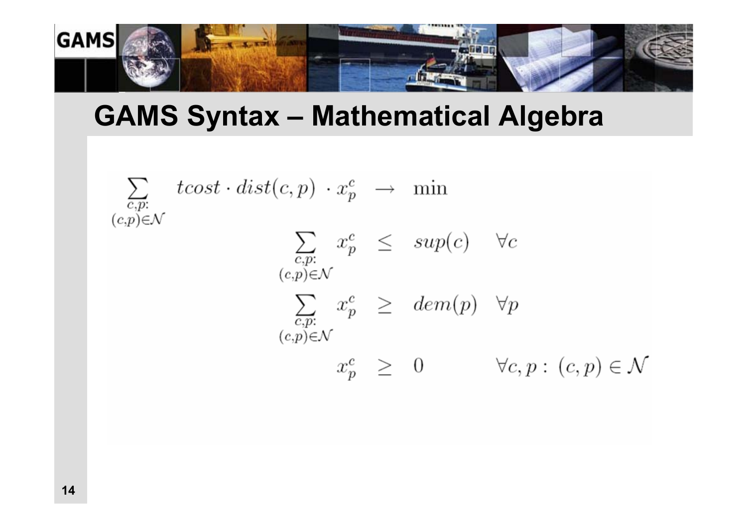# GAMS Syntax – Mathematical Algebra

$$
\begin{aligned}
\sum_{\substack{c,p:\\(c,p)\in\mathcal{N}}} tcost \cdot dist(c,p) \cdot x_p^c \quad &\rightarrow \quad \min \\
\sum_{\substack{c,p:\\(c,p)\in\mathcal{N}}} x_p^c \quad &\leq \quad sup(c) \quad \forall c \\
\sum_{\substack{c,p:\\(c,p)\in\mathcal{N}}} x_p^c \quad &\geq \quad dem(p) \quad \forall p \\
x_p^c \quad &\geq \quad 0 \qquad \forall c,p:\ (c,p)\in\mathcal{N}
\end{aligned}
$$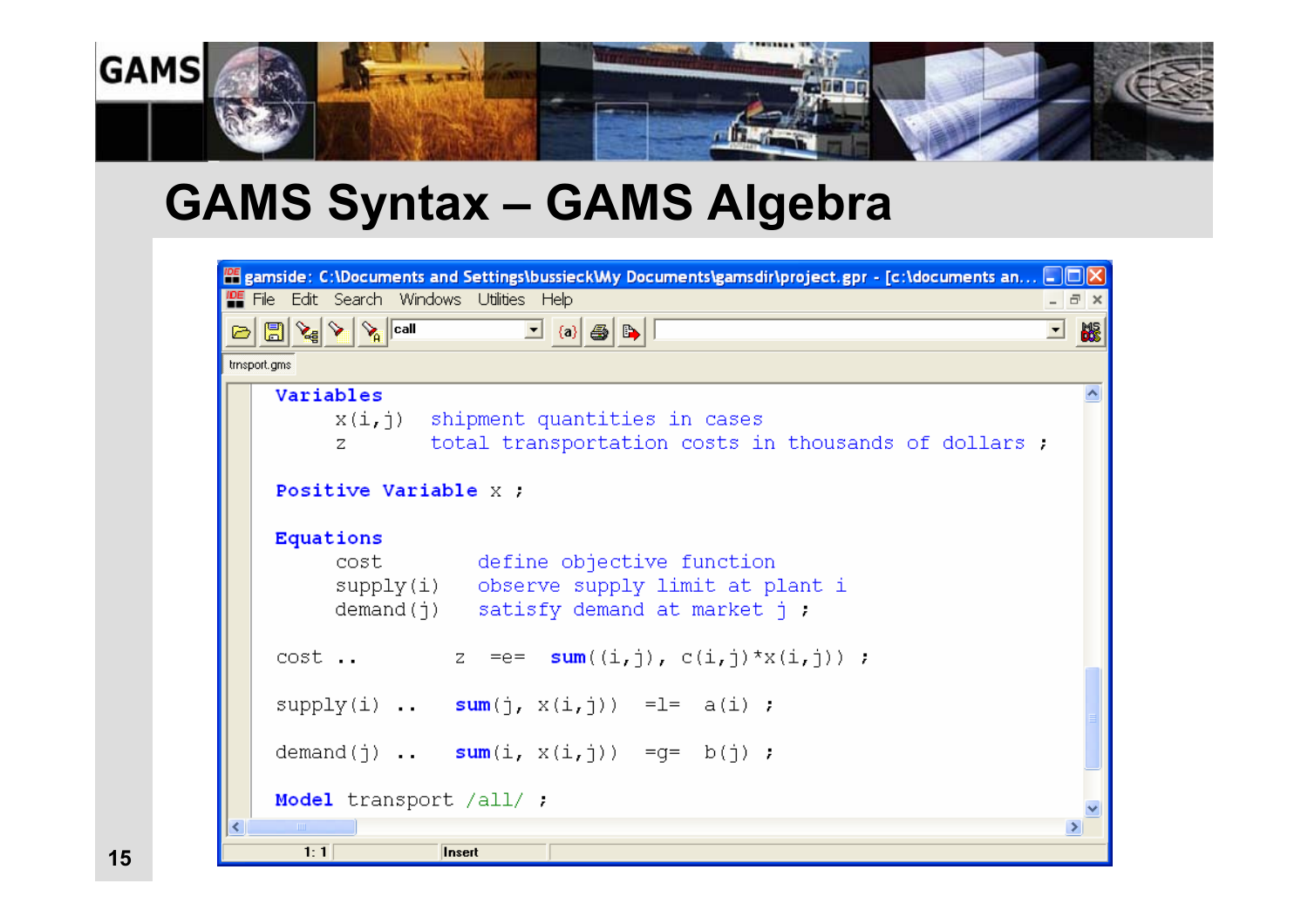# GAMS Syntax – GAMS Algebra

gamside: C:\Documents and Settings\bussieck\My Documents\gamsdir\project.gpr - [c:\documents an...

trnsport.gms

```
Variables
     x(i,j)   shipment quantities in cases
     z        total transportation costs in thousands of dollars ;

Positive Variable x ;

Equations
     cost          define objective function
     supply(i)     observe supply limit at plant i
     demand(j)     satisfy demand at market j ;

cost ..          z  =e=  sum((i,j), c(i,j)*x(i,j)) ;

supply(i) ..    sum(j, x(i,j))   =l=  a(i) ;

demand(j) ..    sum(i, x(i,j))   =g=  b(j) ;

Model transport /all/ ;
```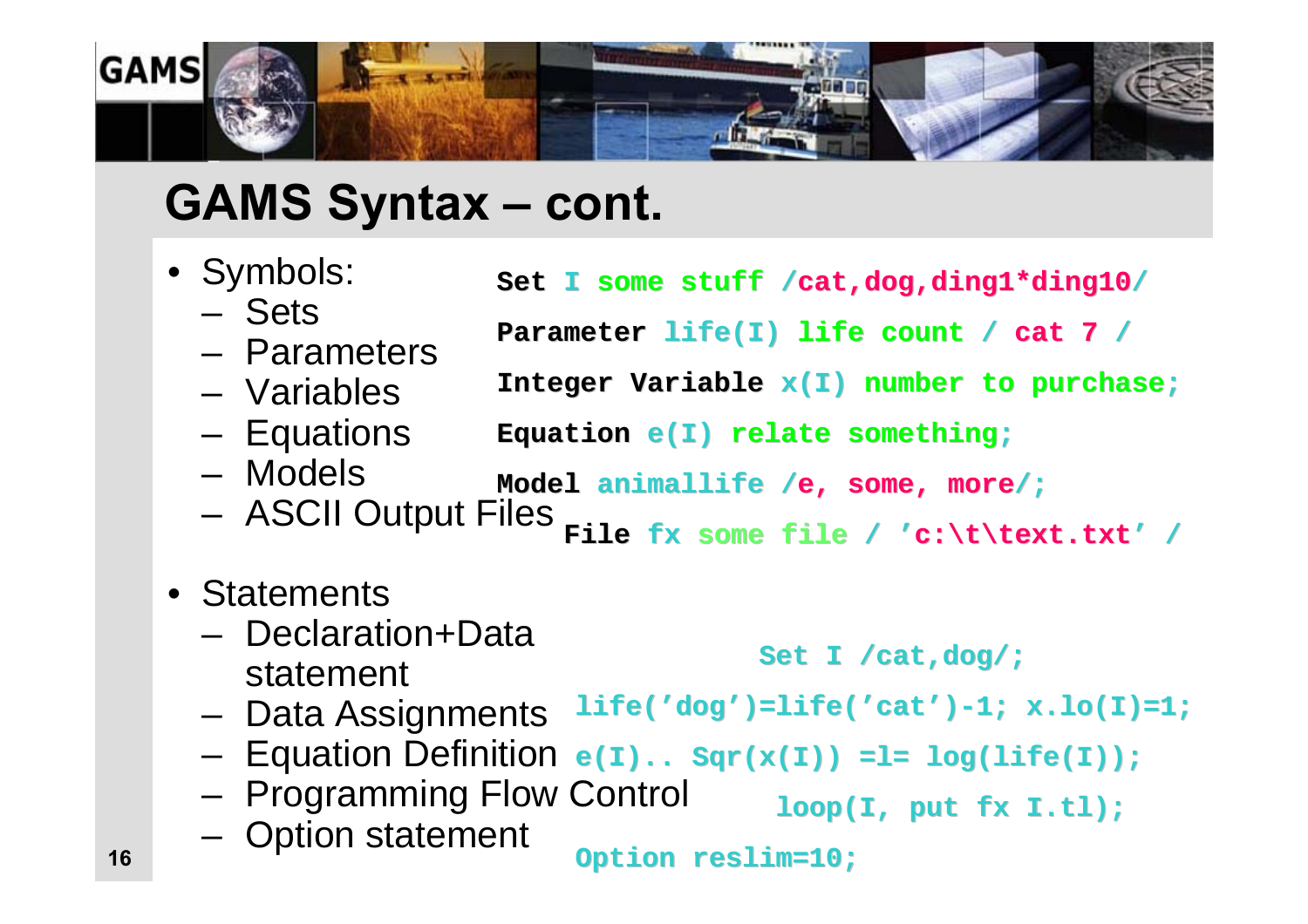# GAMS Syntax – cont.

- Symbols:
  - Sets
  - Parameters
  - Variables
  - Equations
  - Models
  - ASCII Output Files

```
Set I some stuff /cat,dog,ding1*ding10/
Parameter life(I) life count / cat 7 /
Integer Variable x(I) number to purchase;
Equation e(I) relate something;
Model animallife /e, some, more/;
File fx some file / 'c:\t\text.txt' /
```

- Statements
  - Declaration+Data statement
  - Data Assignments
  - Equation Definition
  - Programming Flow Control
  - Option statement

```
Set I /cat,dog/;
life('dog')=life('cat')-1; x.lo(I)=1;
e(I).. Sqr(x(I)) =l= log(life(I));
loop(I, put fx I.tl);
Option reslim=10;
```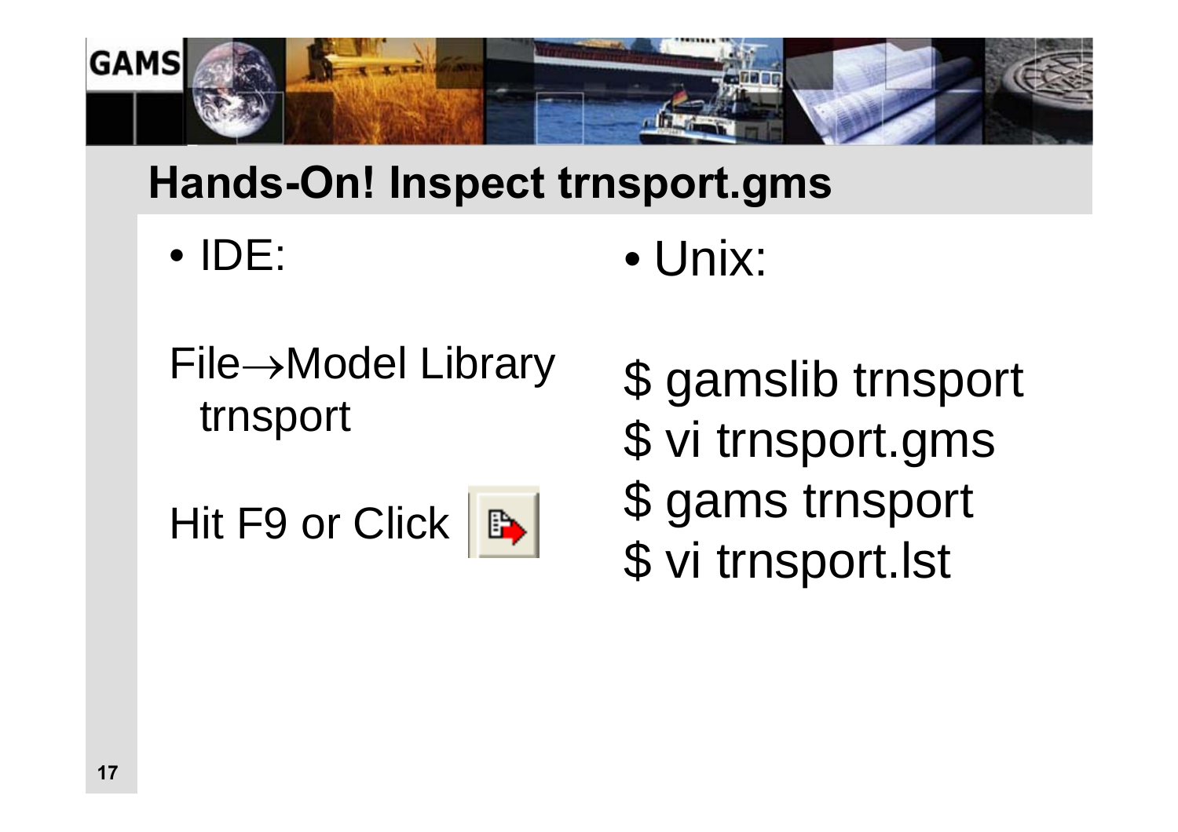## Hands-On! Inspect trnsport.gms

- IDE:

File→Model Library
  trnsport

Hit F9 or Click

- Unix:

```
$ gamslib trnsport
$ vi trnsport.gms
$ gams trnsport
$ vi trnsport.lst
```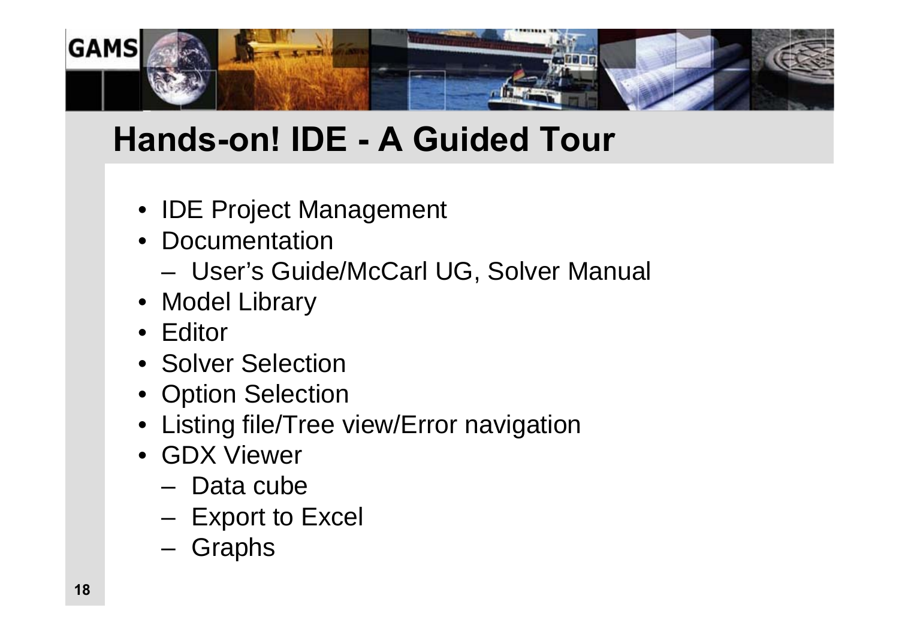# Hands-on! IDE - A Guided Tour

- IDE Project Management
- Documentation
  - User's Guide/McCarl UG, Solver Manual
- Model Library
- Editor
- Solver Selection
- Option Selection
- Listing file/Tree view/Error navigation
- GDX Viewer
  - Data cube
  - Export to Excel
  - Graphs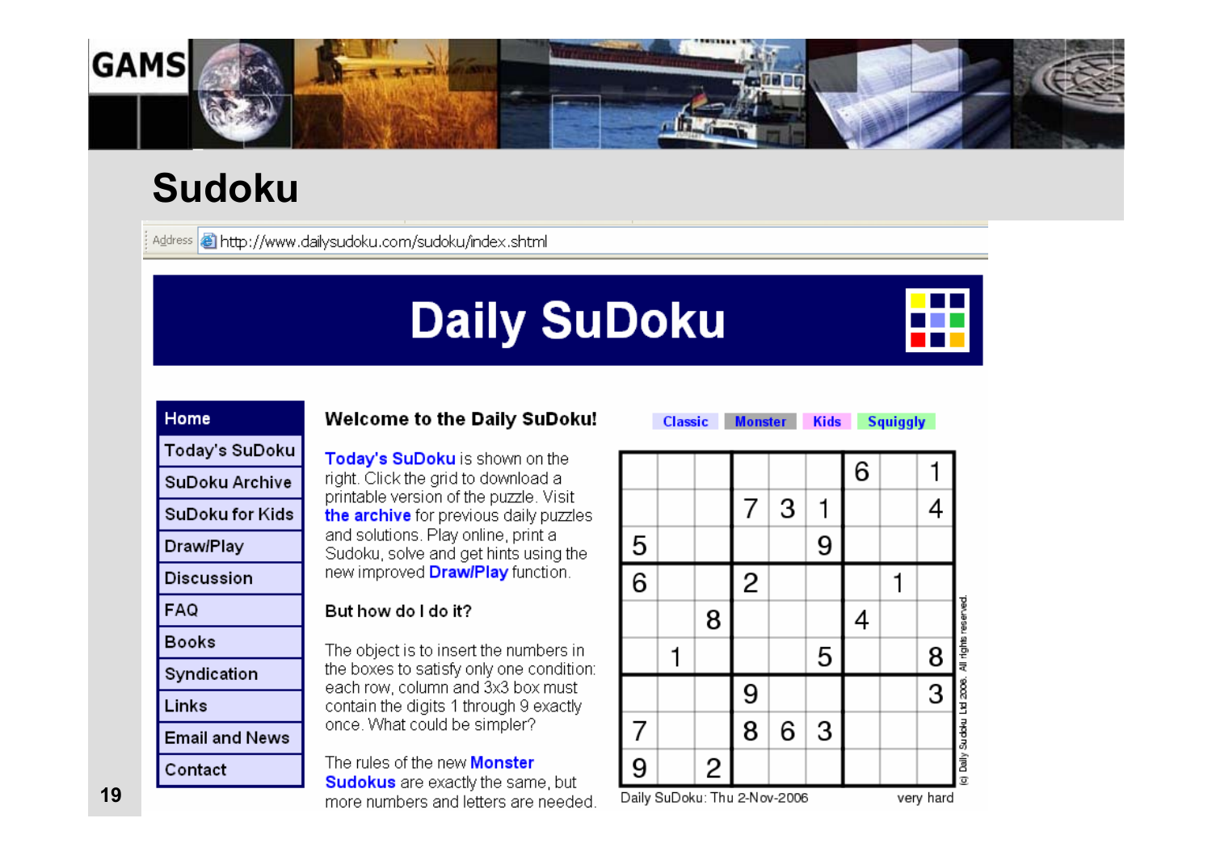# Sudoku

Address http://www.dailysudoku.com/sudoku/index.shtml

## Daily SuDoku

- Home
- Today's SuDoku
- SuDoku Archive
- SuDoku for Kids
- Draw/Play
- Discussion
- FAQ
- Books
- Syndication
- Links
- Email and News
- Contact

**Welcome to the Daily SuDoku!**

**Today's SuDoku** is shown on the right. Click the grid to download a printable version of the puzzle. Visit **the archive** for previous daily puzzles and solutions. Play online, print a Sudoku, solve and get hints using the new improved **Draw/Play** function.

**But how do I do it?**

The object is to insert the numbers in the boxes to satisfy only one condition: each row, column and 3x3 box must contain the digits 1 through 9 exactly once. What could be simpler?

The rules of the new **Monster Sudokus** are exactly the same, but more numbers and letters are needed.

Classic | Monster | Kids | Squiggly

| | | | | | | | | |
|---|---|---|---|---|---|---|---|---|
| | | | | | | 6 | | 1 |
| | | | 7 | 3 | 1 | | | 4 |
| 5 | | | | | 9 | | | |
| 6 | | | 2 | | | | 1 | |
| | | 8 | | | | 4 | | |
| | 1 | | | | 5 | | | 8 |
| | | | 9 | | | | | 3 |
| 7 | | | 8 | 6 | 3 | | | |
| 9 | | 2 | | | | | | |

Daily SuDoku: Thu 2-Nov-2006 very hard

(c) Daily Sudoku Ltd 2006. All rights reserved.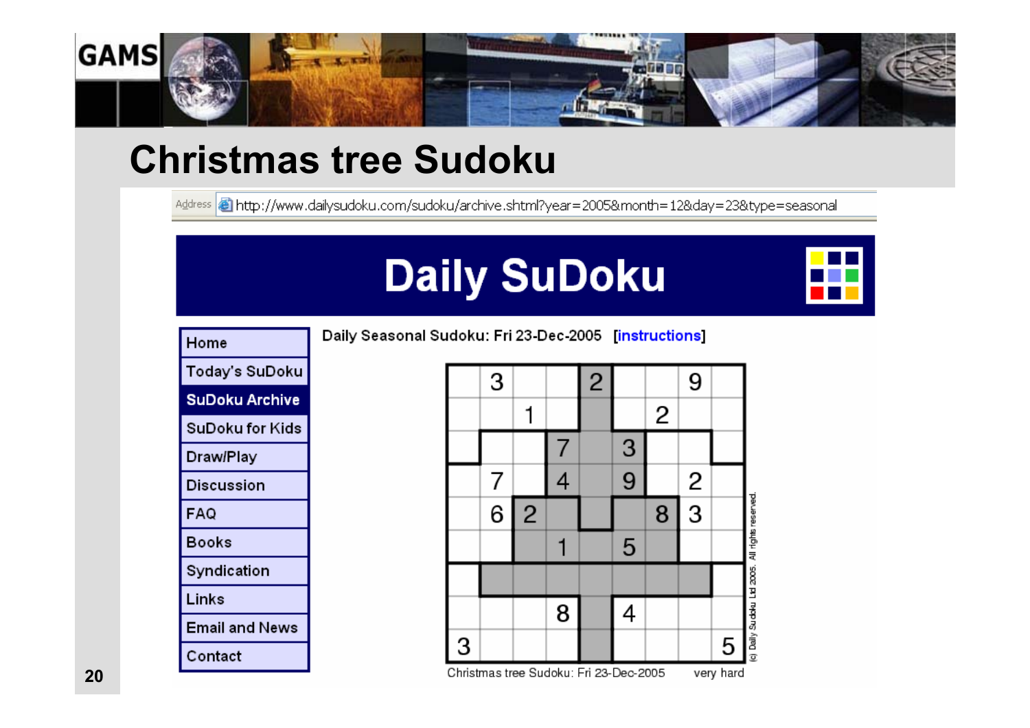# Christmas tree Sudoku

Address http://www.dailysudoku.com/sudoku/archive.shtml?year=2005&month=12&day=23&type=seasonal

**Daily SuDoku**

- Home
- Today's SuDoku
- SuDoku Archive
- SuDoku for Kids
- Draw/Play
- Discussion
- FAQ
- Books
- Syndication
- Links
- Email and News
- Contact

Daily Seasonal Sudoku: Fri 23-Dec-2005 [instructions]

| | | | | | | | | |
|---|---|---|---|---|---|---|---|---|
| | 3 | | | 2 | | | 9 | |
| | | 1 | | | | 2 | | |
| | | | 7 | | 3 | | | |
| | 7 | | 4 | | 9 | | 2 | |
| | 6 | 2 | | | | 8 | 3 | |
| | | | 1 | | 5 | | | |
| | | | | | | | | |
| | | | 8 | | 4 | | | |
| 3 | | | | | | | | 5 |

(c) Daily Sudoku Ltd 2005. All rights reserved.

Christmas tree Sudoku: Fri 23-Dec-2005 very hard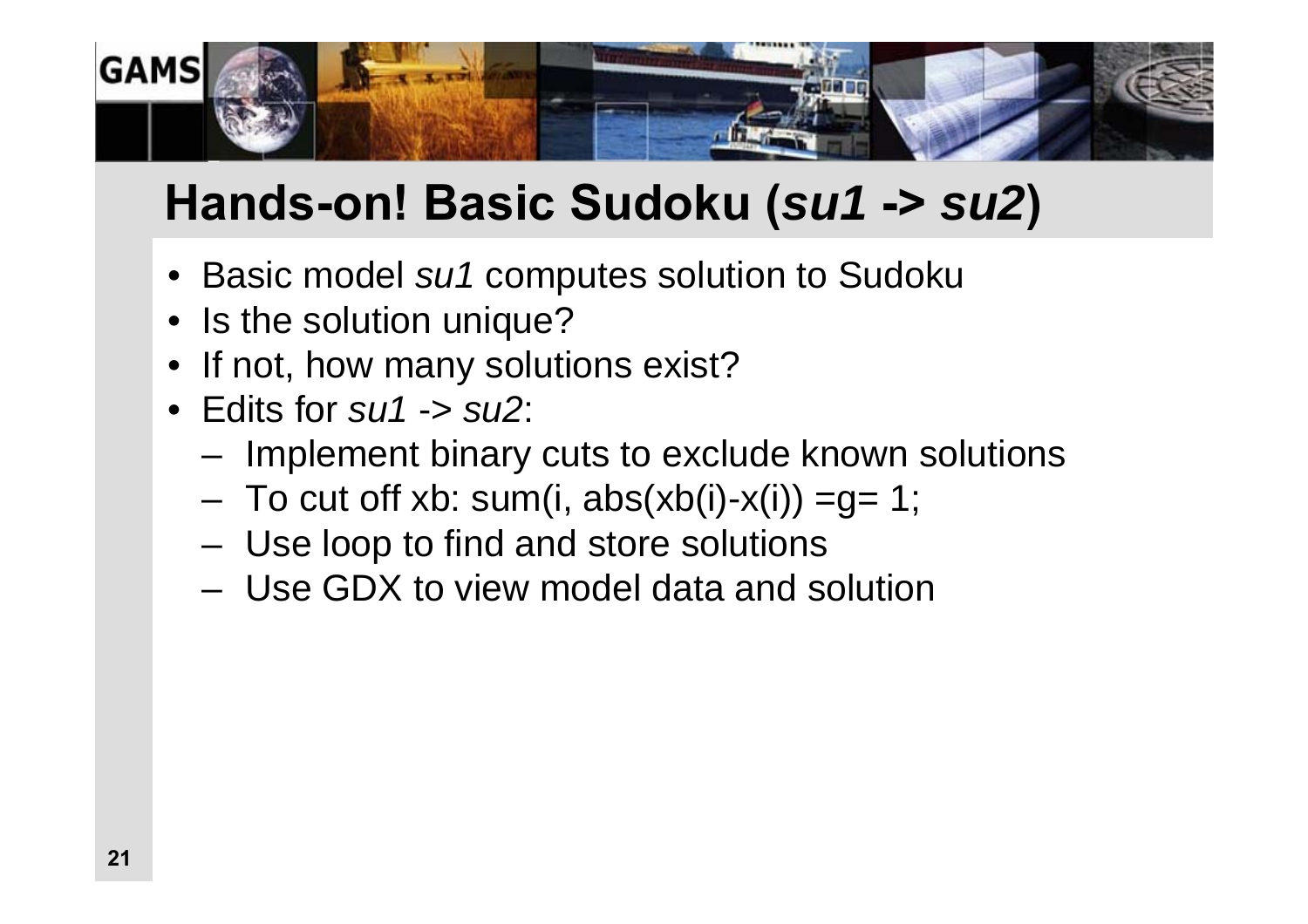# Hands-on! Basic Sudoku (*su1* -> *su2*)

- Basic model *su1* computes solution to Sudoku
- Is the solution unique?
- If not, how many solutions exist?
- Edits for *su1* -> *su2*:
  - Implement binary cuts to exclude known solutions
  - To cut off xb: sum(i, abs(xb(i)-x(i)) =g= 1;
  - Use loop to find and store solutions
  - Use GDX to view model data and solution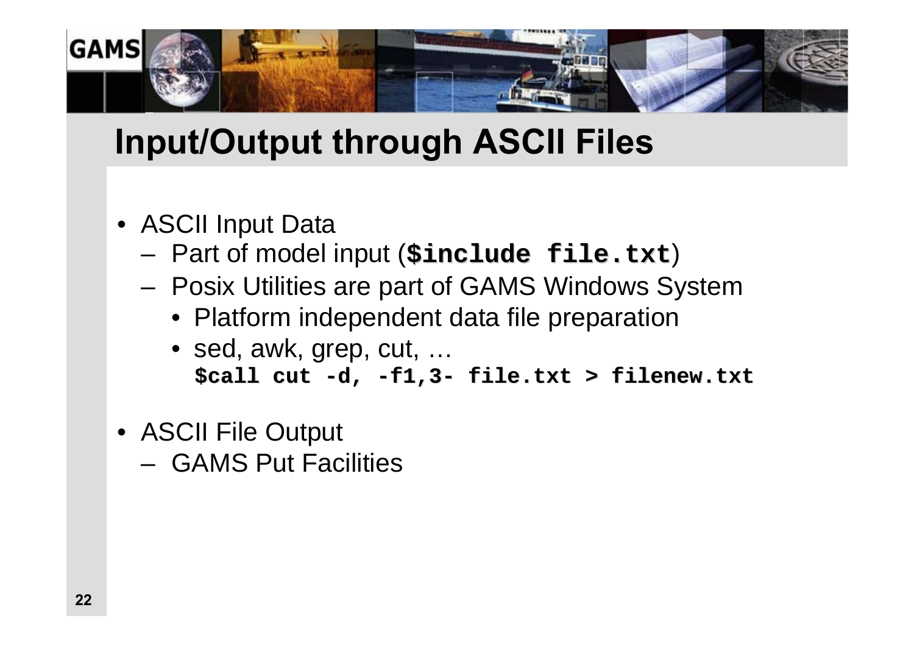# Input/Output through ASCII Files

- ASCII Input Data
  - Part of model input (**`$include file.txt`**)
  - Posix Utilities are part of GAMS Windows System
    - Platform independent data file preparation
    - sed, awk, grep, cut, …
      **`$call cut -d, -f1,3- file.txt > filenew.txt`**
- ASCII File Output
  - GAMS Put Facilities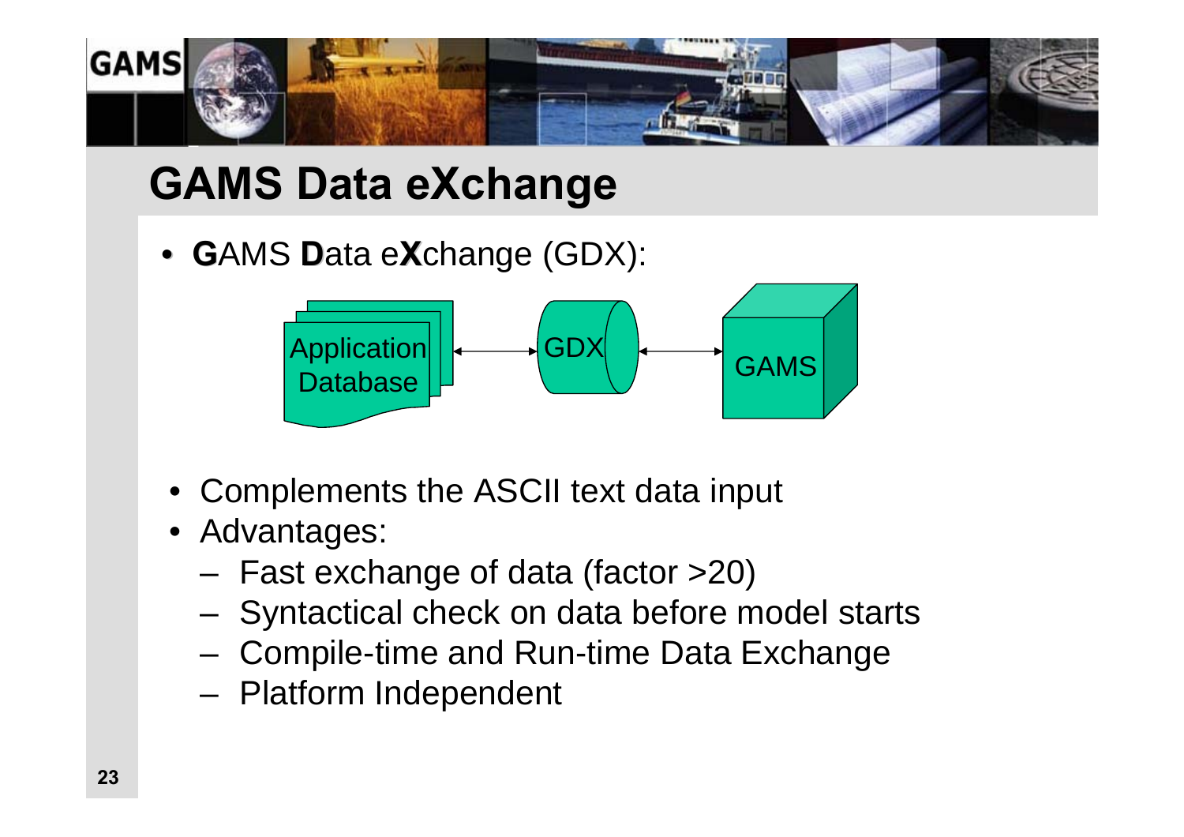# GAMS Data eXchange

- **G**AMS **D**ata e**X**change (GDX):

Application Database ↔ GDX ↔ GAMS

- Complements the ASCII text data input
- Advantages:
  - Fast exchange of data (factor >20)
  - Syntactical check on data before model starts
  - Compile-time and Run-time Data Exchange
  - Platform Independent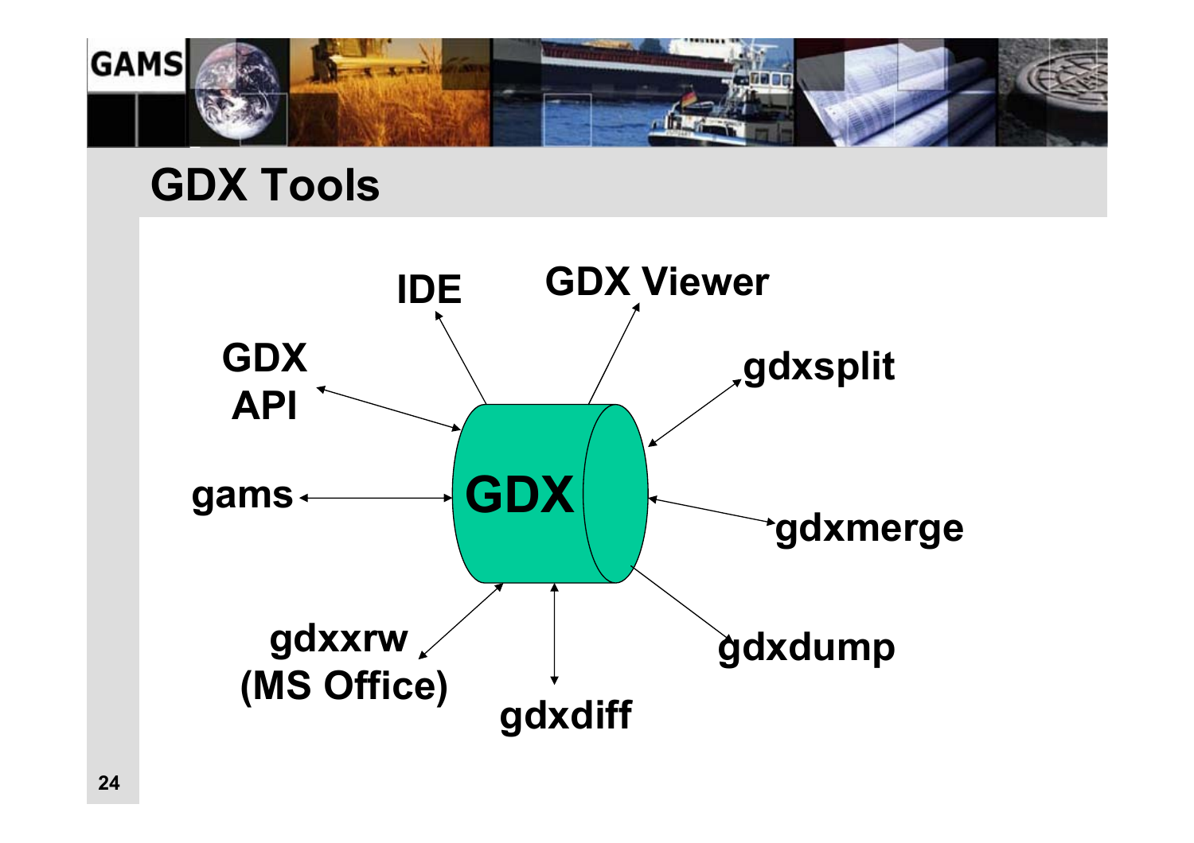# GDX Tools

- GDX
- IDE
- GDX Viewer
- GDX API
- gdxsplit
- gams
- gdxmerge
- gdxxrw (MS Office)
- gdxdump
- gdxdiff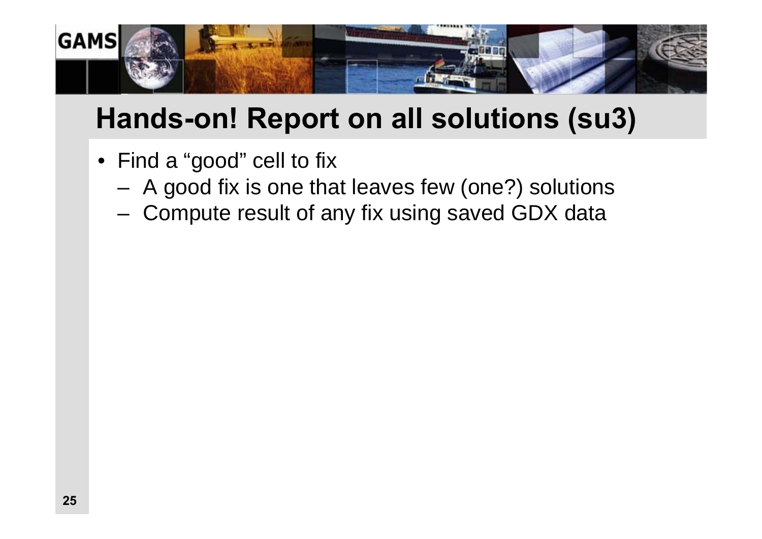# Hands-on! Report on all solutions (su3)

- Find a "good" cell to fix
  - A good fix is one that leaves few (one?) solutions
  - Compute result of any fix using saved GDX data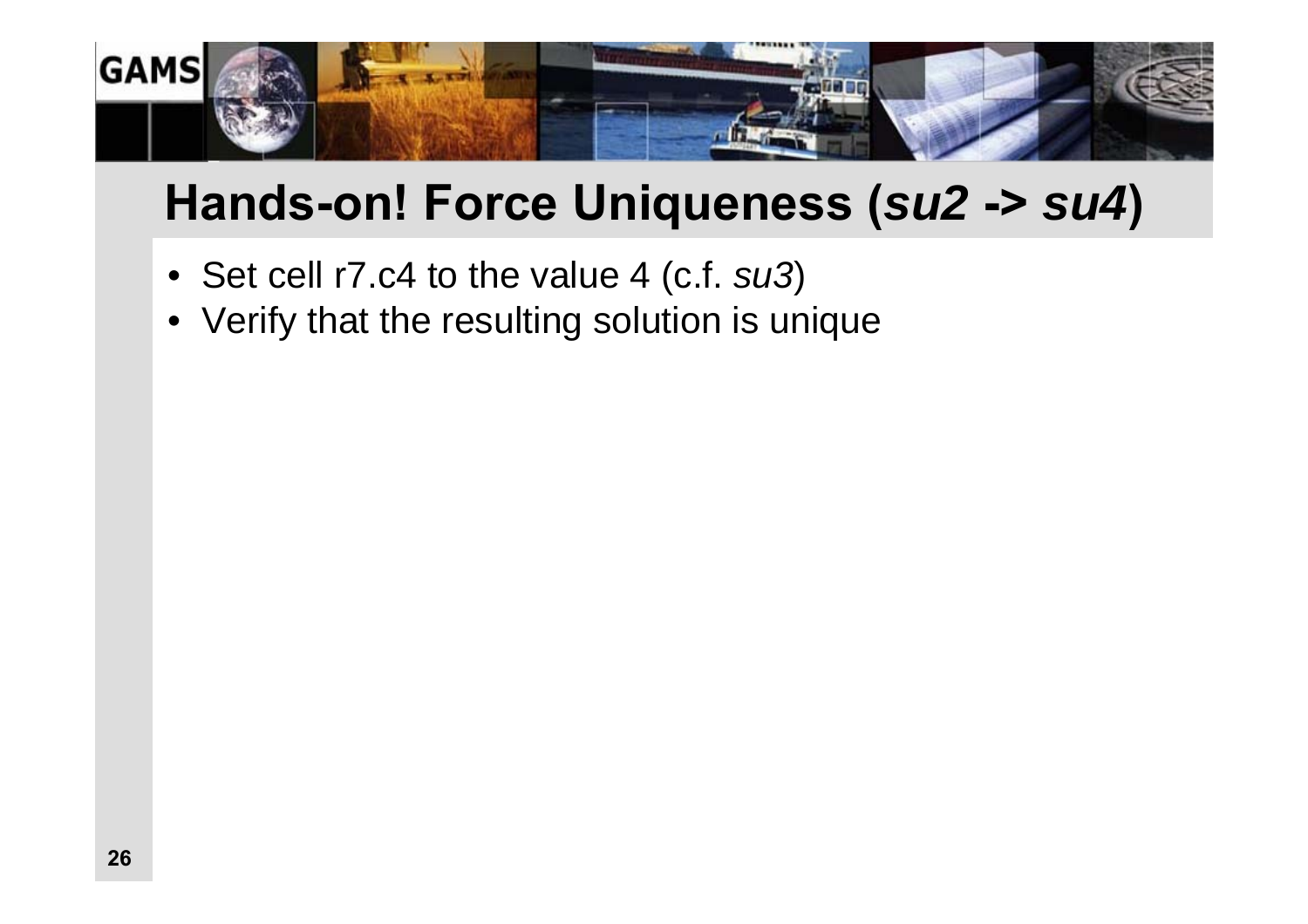# Hands-on! Force Uniqueness (*su2 -> su4*)

- Set cell r7.c4 to the value 4 (c.f. *su3*)
- Verify that the resulting solution is unique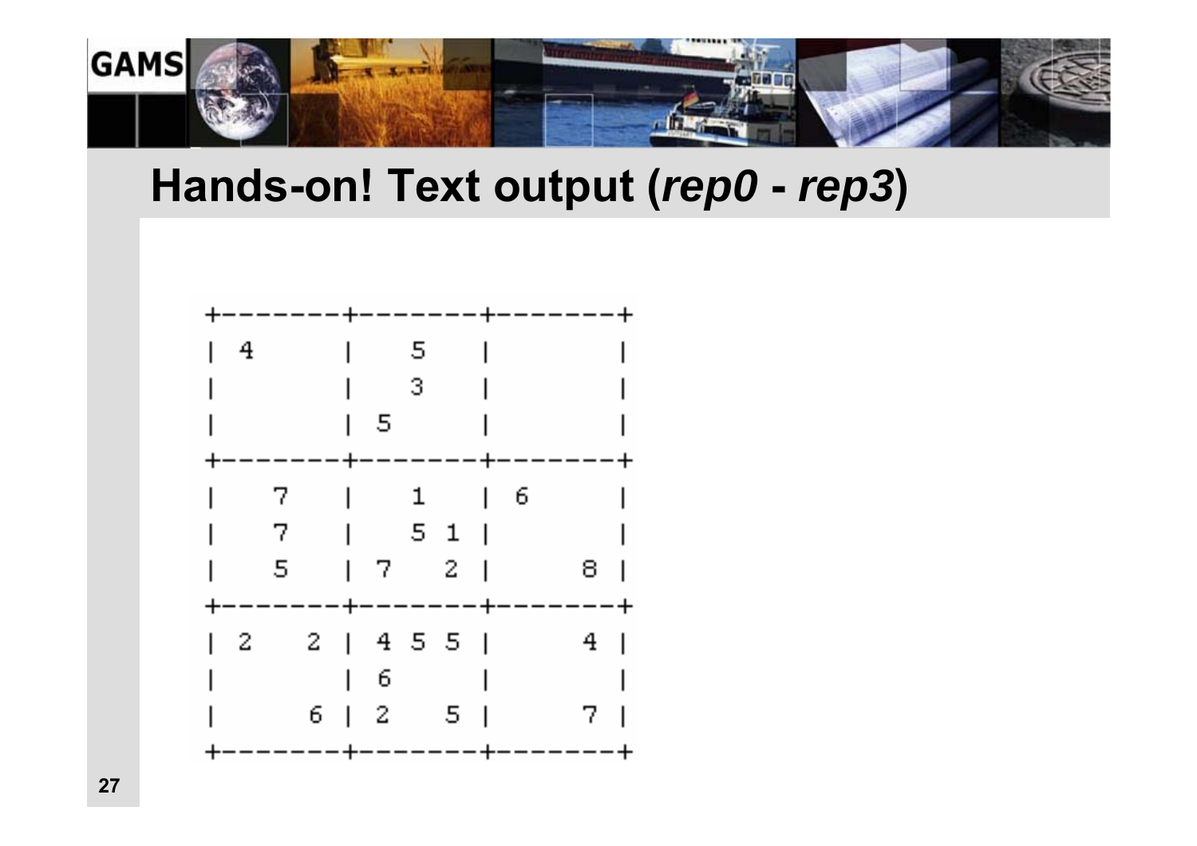# Hands-on! Text output (*rep0* - *rep3*)

```
+-------+-------+-------+
| 4     |   5   |       |
|       |   3   |       |
|       | 5     |       |
+-------+-------+-------+
|   7   |   1   | 6     |
|   7   |   5 1 |       |
|   5   | 7   2 |     8 |
+-------+-------+-------+
| 2   2 | 4 5 5 |     4 |
|       | 6     |       |
|     6 | 2   5 |     7 |
+-------+-------+-------+
```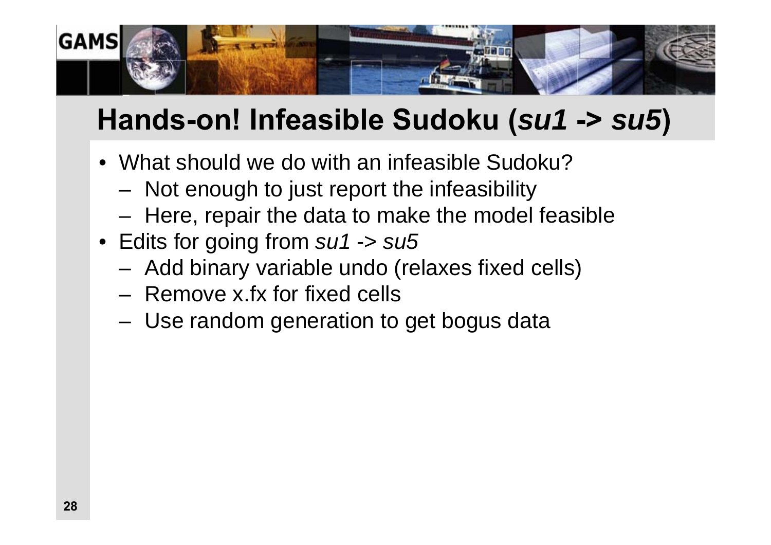# Hands-on! Infeasible Sudoku (*su1* -> *su5*)

- What should we do with an infeasible Sudoku?
  - Not enough to just report the infeasibility
  - Here, repair the data to make the model feasible
- Edits for going from *su1* -> *su5*
  - Add binary variable undo (relaxes fixed cells)
  - Remove x.fx for fixed cells
  - Use random generation to get bogus data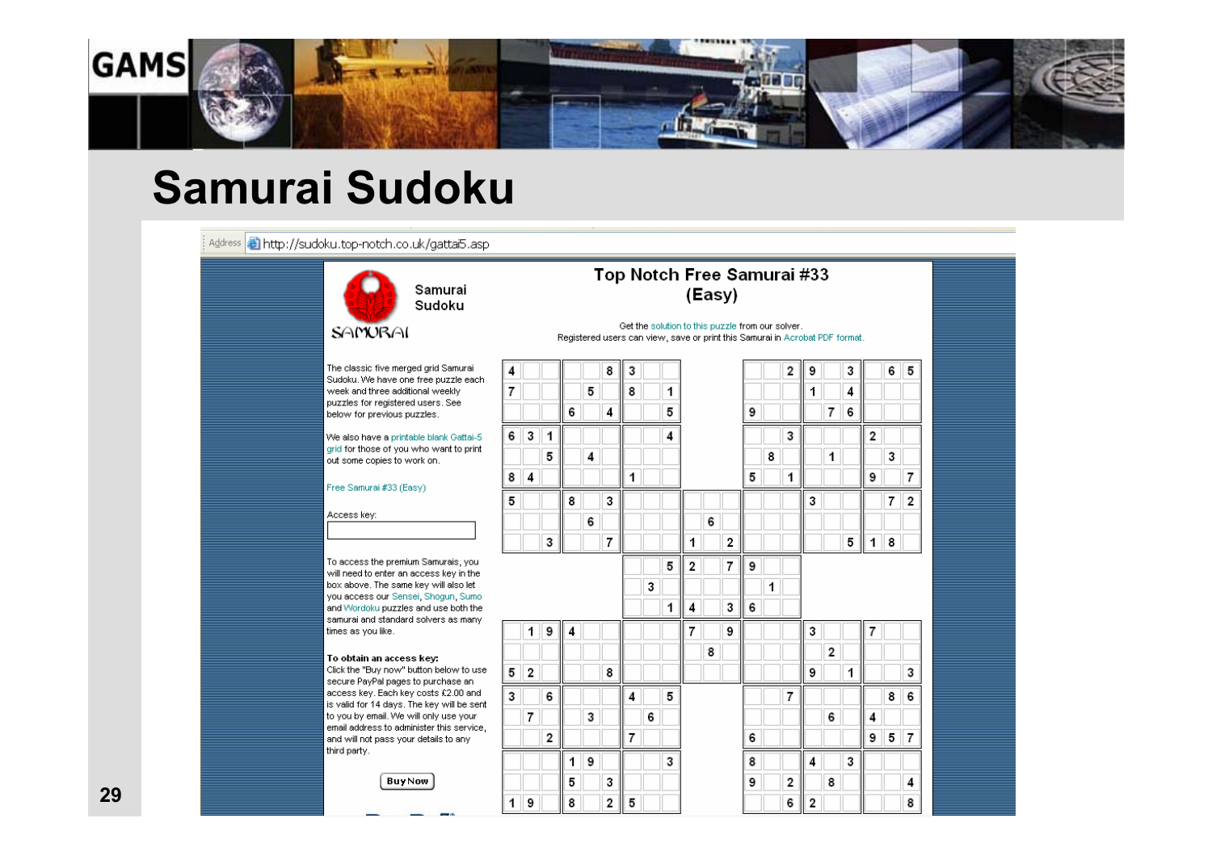# Samurai Sudoku

Address http://sudoku.top-notch.co.uk/gattai5.asp

Samurai Sudoku

SAMURAI

## Top Notch Free Samurai #33 (Easy)

Get the solution to this puzzle from our solver.
Registered users can view, save or print this Samurai in Acrobat PDF format.

The classic five merged grid Samurai Sudoku. We have one free puzzle each week and three additional weekly puzzles for registered users. See below for previous puzzles.

We also have a printable blank Gattai-5 grid for those of you who want to print out some copies to work on.

Free Samurai #33 (Easy)

Access key:

To access the premium Samurais, you will need to enter an access key in the box above. The same key will also let you access our Sensei, Shogun, Sumo and Wordoku puzzles and use both the samurai and standard solvers as many times as you like.

**To obtain an access key:**
Click the "Buy now" button below to use secure PayPal pages to purchase an access key. Each key costs £2.00 and is valid for 14 days. The key will be sent to you by email. We will only use your email address to administer this service, and will not pass your details to any third party.

Buy Now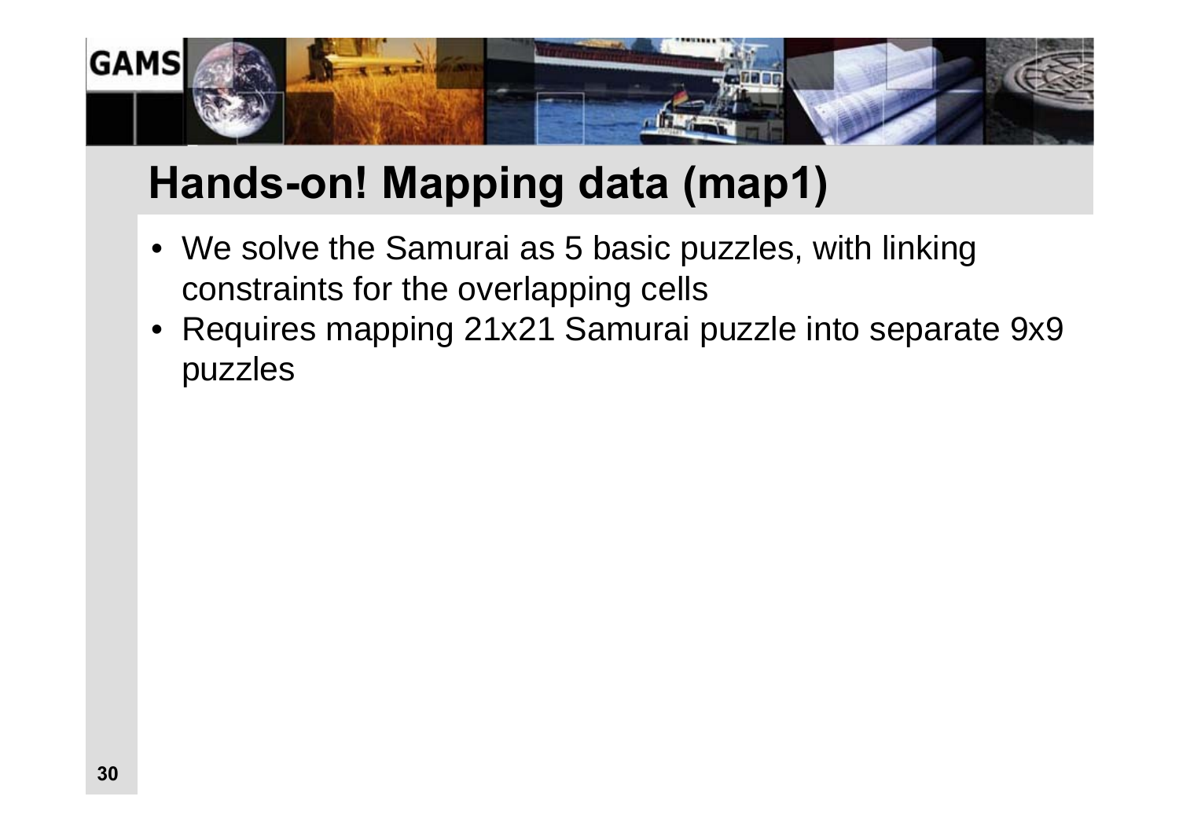# Hands-on! Mapping data (map1)

- We solve the Samurai as 5 basic puzzles, with linking constraints for the overlapping cells
- Requires mapping 21x21 Samurai puzzle into separate 9x9 puzzles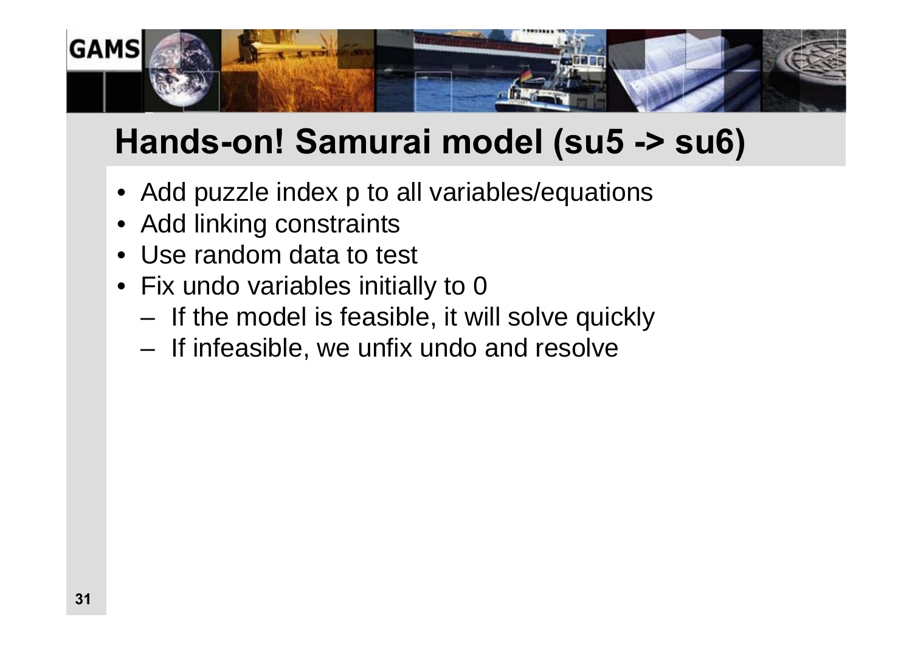# Hands-on! Samurai model (su5 -> su6)

- Add puzzle index p to all variables/equations
- Add linking constraints
- Use random data to test
- Fix undo variables initially to 0
  - If the model is feasible, it will solve quickly
  - If infeasible, we unfix undo and resolve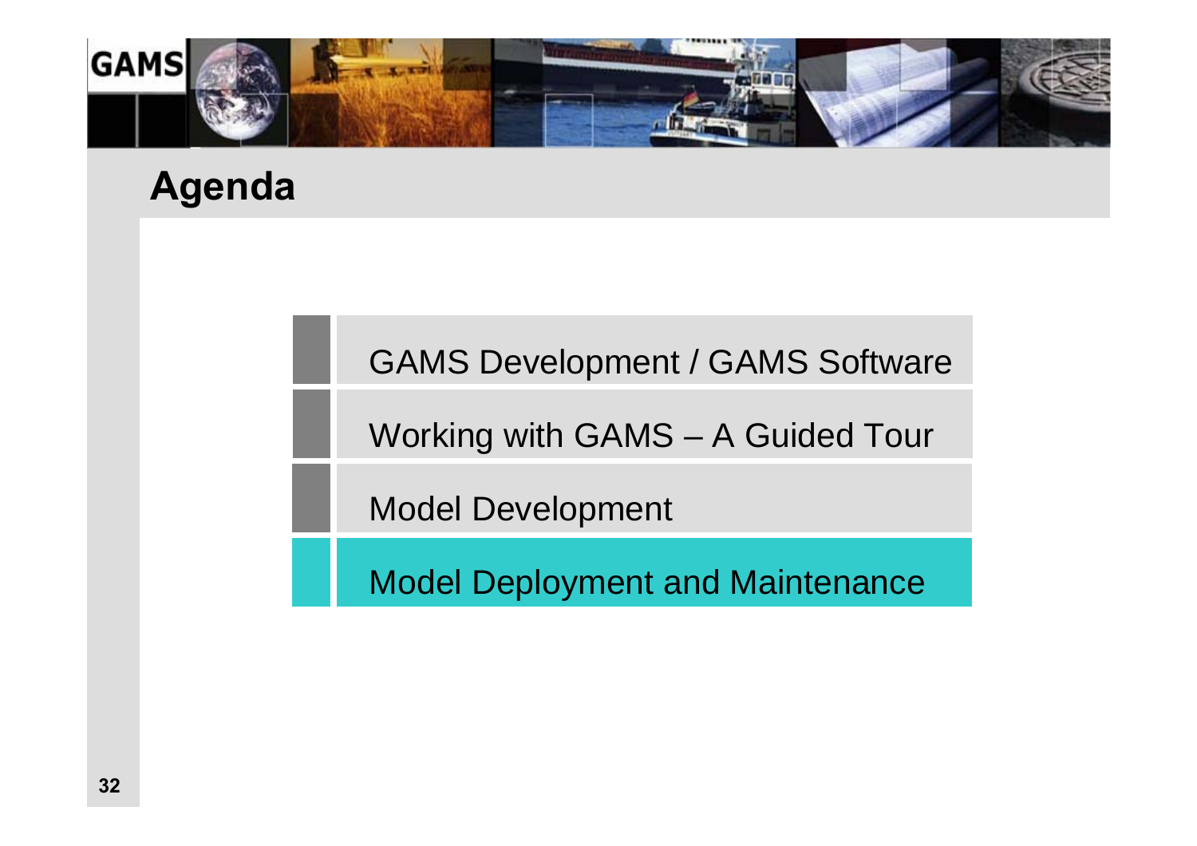# Agenda

- GAMS Development / GAMS Software
- Working with GAMS – A Guided Tour
- Model Development
- Model Deployment and Maintenance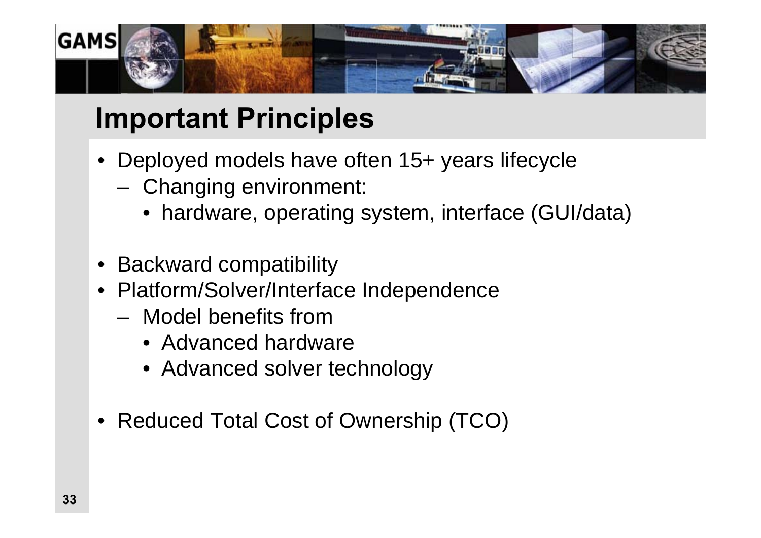# Important Principles

- Deployed models have often 15+ years lifecycle
  - Changing environment:
    - hardware, operating system, interface (GUI/data)
- Backward compatibility
- Platform/Solver/Interface Independence
  - Model benefits from
    - Advanced hardware
    - Advanced solver technology
- Reduced Total Cost of Ownership (TCO)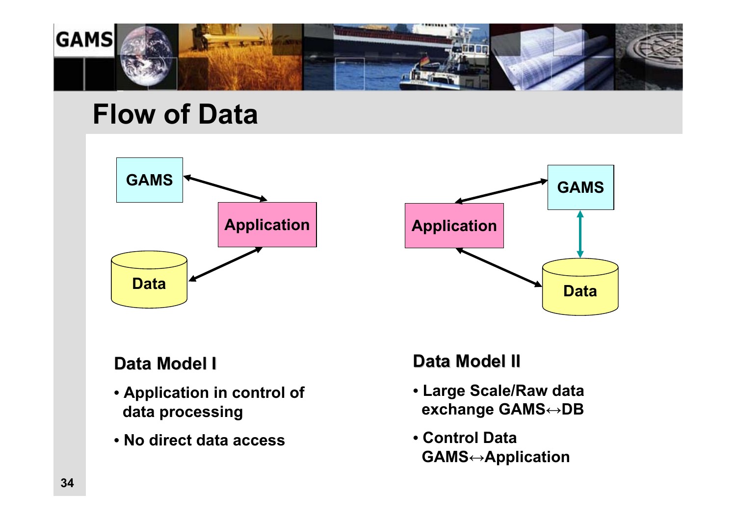# Flow of Data

GAMS

Application

Data

GAMS

Application

Data

## Data Model I

- Application in control of data processing
- No direct data access

## Data Model II

- Large Scale/Raw data exchange GAMS↔DB
- Control Data GAMS↔Application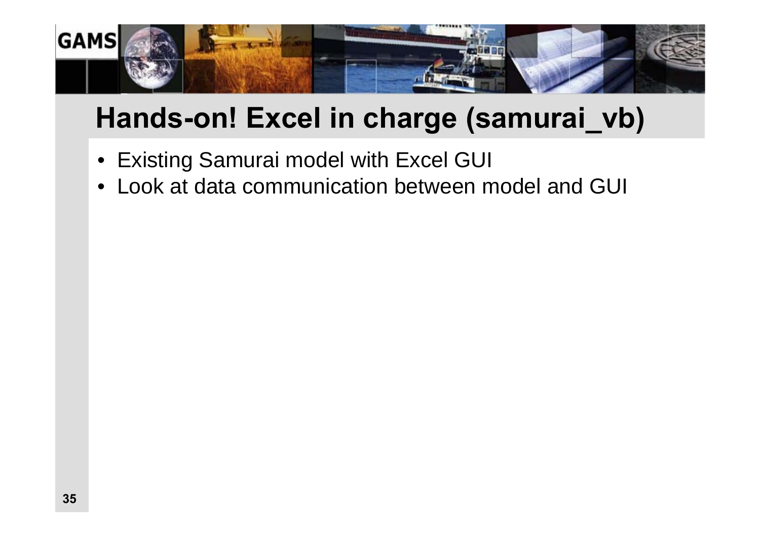# Hands-on! Excel in charge (samurai_vb)

- Existing Samurai model with Excel GUI
- Look at data communication between model and GUI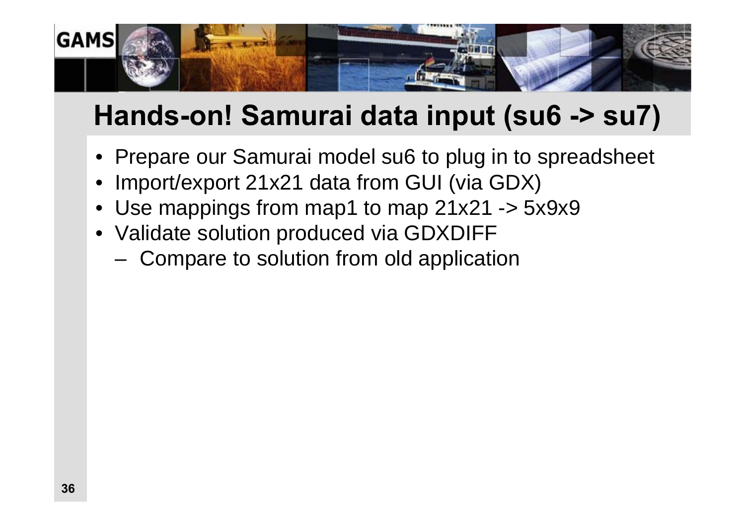# Hands-on! Samurai data input (su6 -> su7)

- Prepare our Samurai model su6 to plug in to spreadsheet
- Import/export 21x21 data from GUI (via GDX)
- Use mappings from map1 to map 21x21 -> 5x9x9
- Validate solution produced via GDXDIFF
  - Compare to solution from old application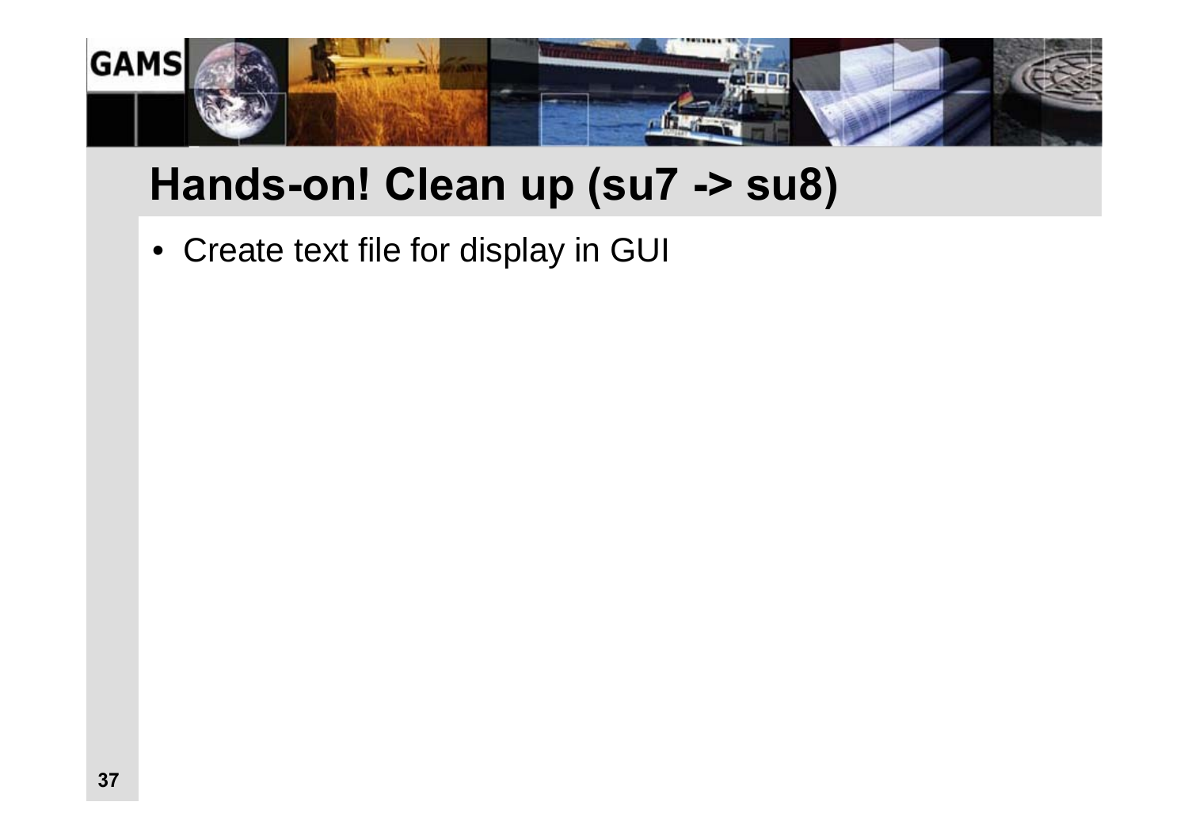# Hands-on! Clean up (su7 -> su8)

- Create text file for display in GUI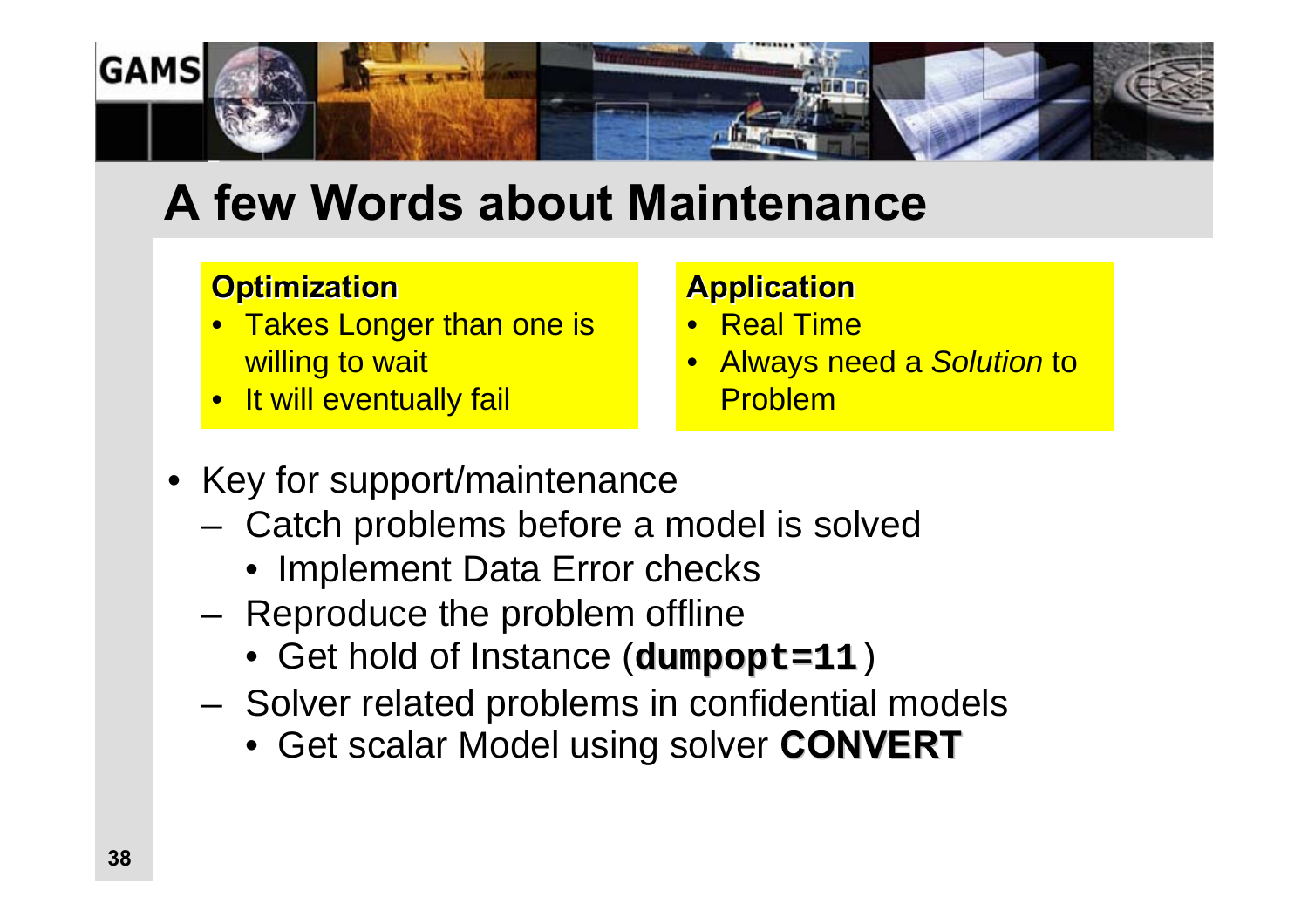# A few Words about Maintenance

**Optimization**

- Takes Longer than one is willing to wait
- It will eventually fail

**Application**

- Real Time
- Always need a *Solution* to Problem

- Key for support/maintenance
  - Catch problems before a model is solved
    - Implement Data Error checks
  - Reproduce the problem offline
    - Get hold of Instance (`dumpopt=11`)
  - Solver related problems in confidential models
    - Get scalar Model using solver **CONVERT**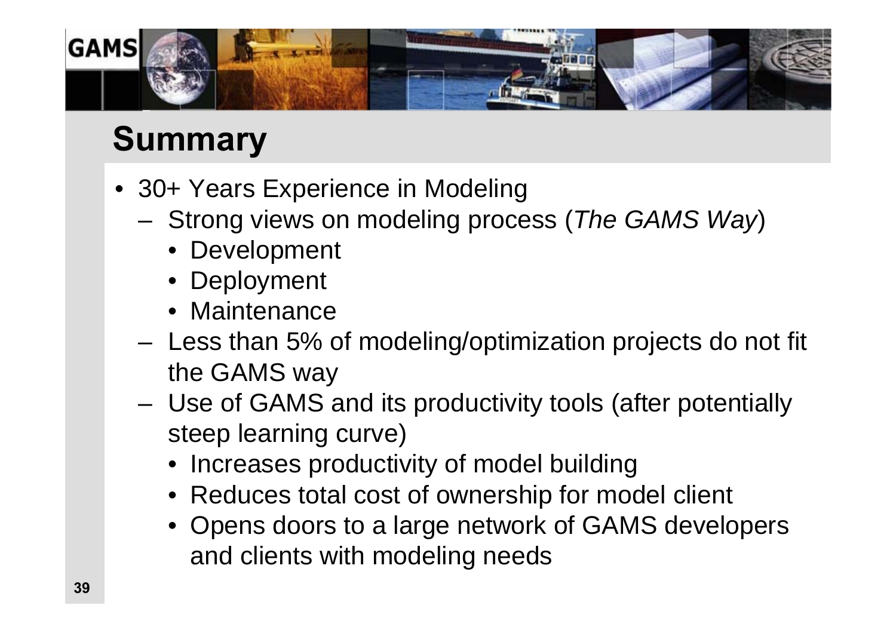# Summary

- 30+ Years Experience in Modeling
  - Strong views on modeling process (*The GAMS Way*)
    - Development
    - Deployment
    - Maintenance
  - Less than 5% of modeling/optimization projects do not fit the GAMS way
  - Use of GAMS and its productivity tools (after potentially steep learning curve)
    - Increases productivity of model building
    - Reduces total cost of ownership for model client
    - Opens doors to a large network of GAMS developers and clients with modeling needs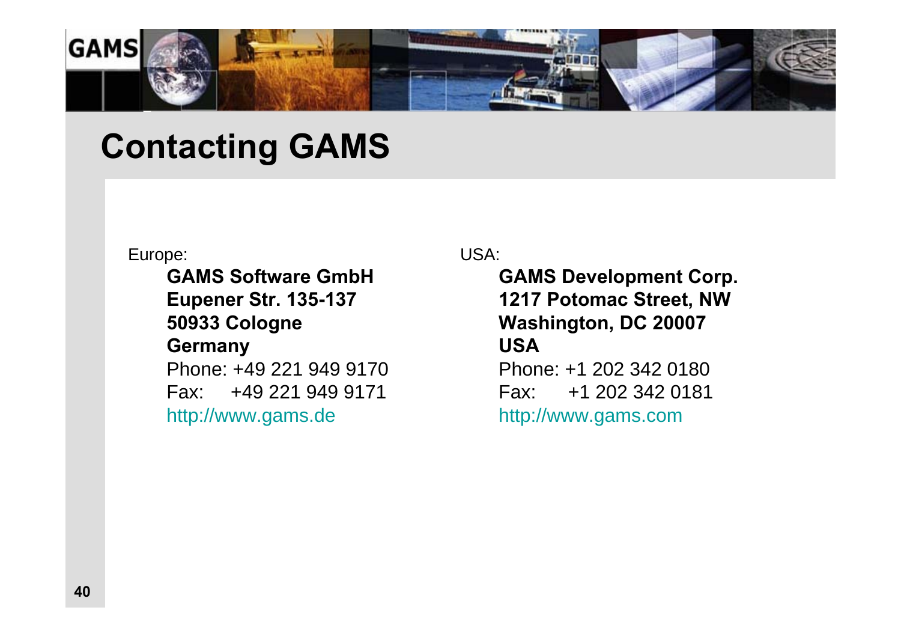# Contacting GAMS

Europe:

**GAMS Software GmbH**
**Eupener Str. 135-137**
**50933 Cologne**
**Germany**
Phone: +49 221 949 9170
Fax: +49 221 949 9171
http://www.gams.de

USA:

**GAMS Development Corp.**
**1217 Potomac Street, NW**
**Washington, DC 20007**
**USA**
Phone: +1 202 342 0180
Fax: +1 202 342 0181
http://www.gams.com